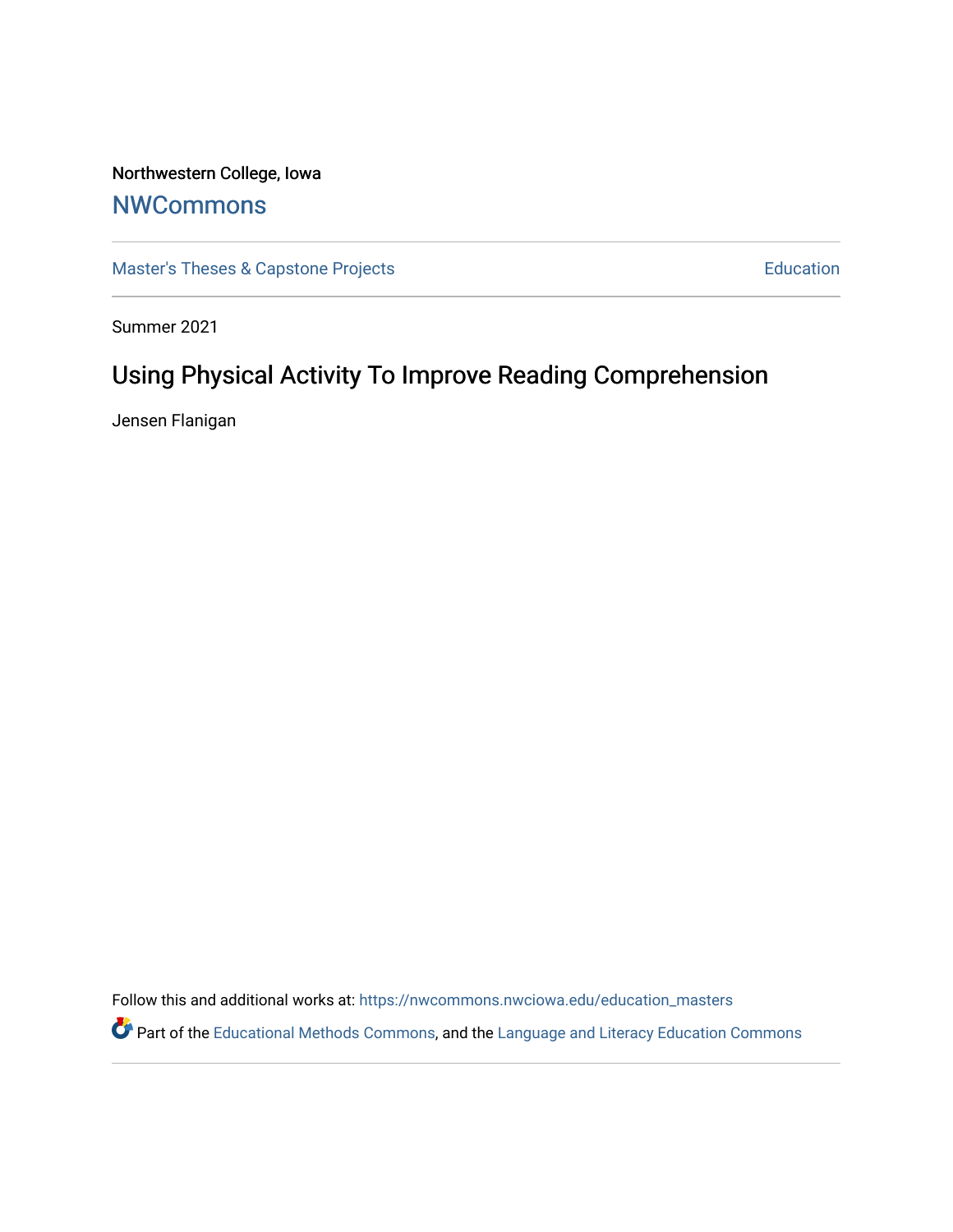Northwestern College, Iowa

## NWCommons

Master's Theses & Capstone Projects | Education

Summer 2021

# Using Physical Activity To Improve Reading Comprehension

Jensen Flanigan

Follow this and additional works at: https://nwcommons.nwciowa.edu/education_masters

Part of the Educational Methods Commons, and the Language and Literacy Education Commons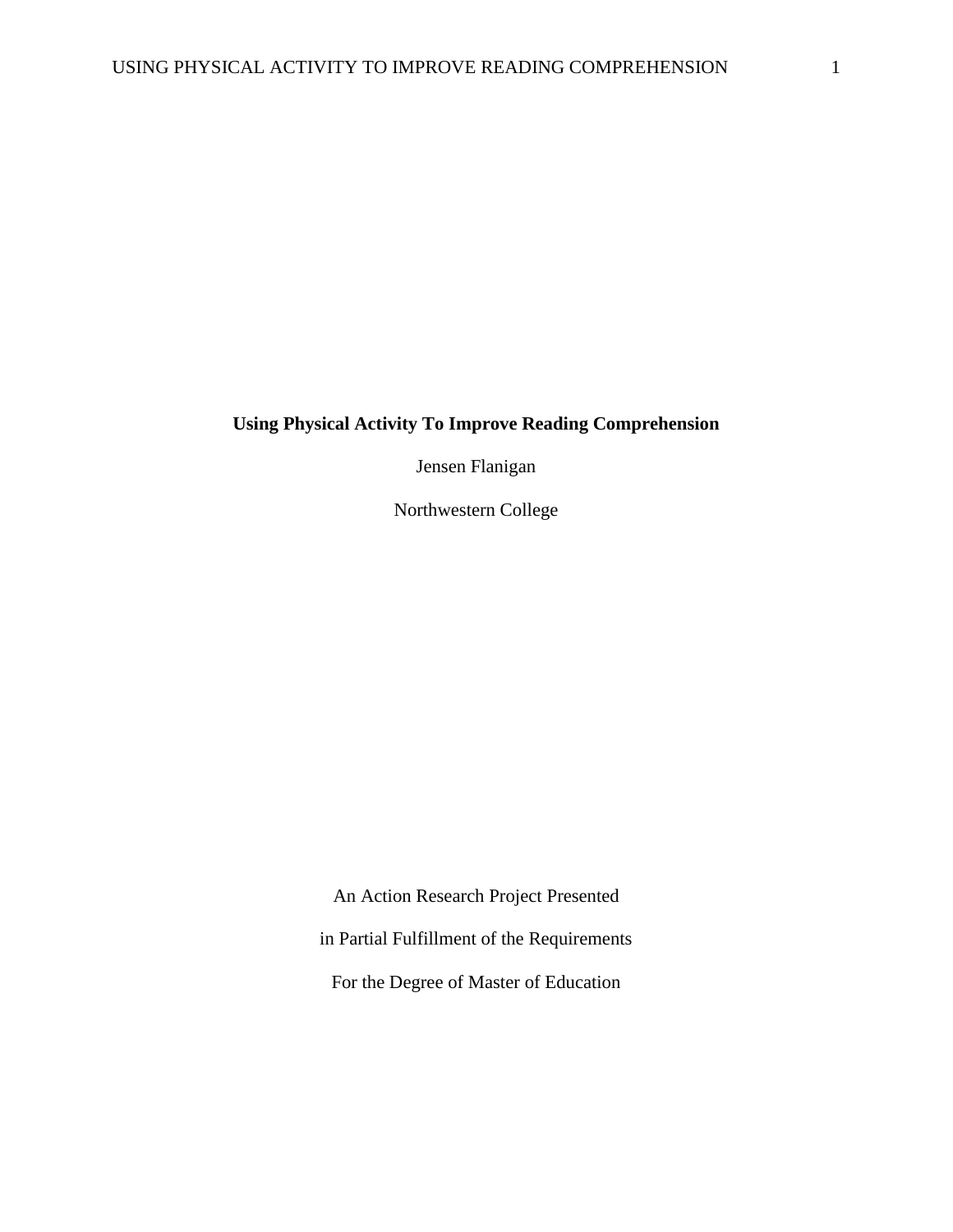**Using Physical Activity To Improve Reading Comprehension**

Jensen Flanigan

Northwestern College

An Action Research Project Presented

in Partial Fulfillment of the Requirements

For the Degree of Master of Education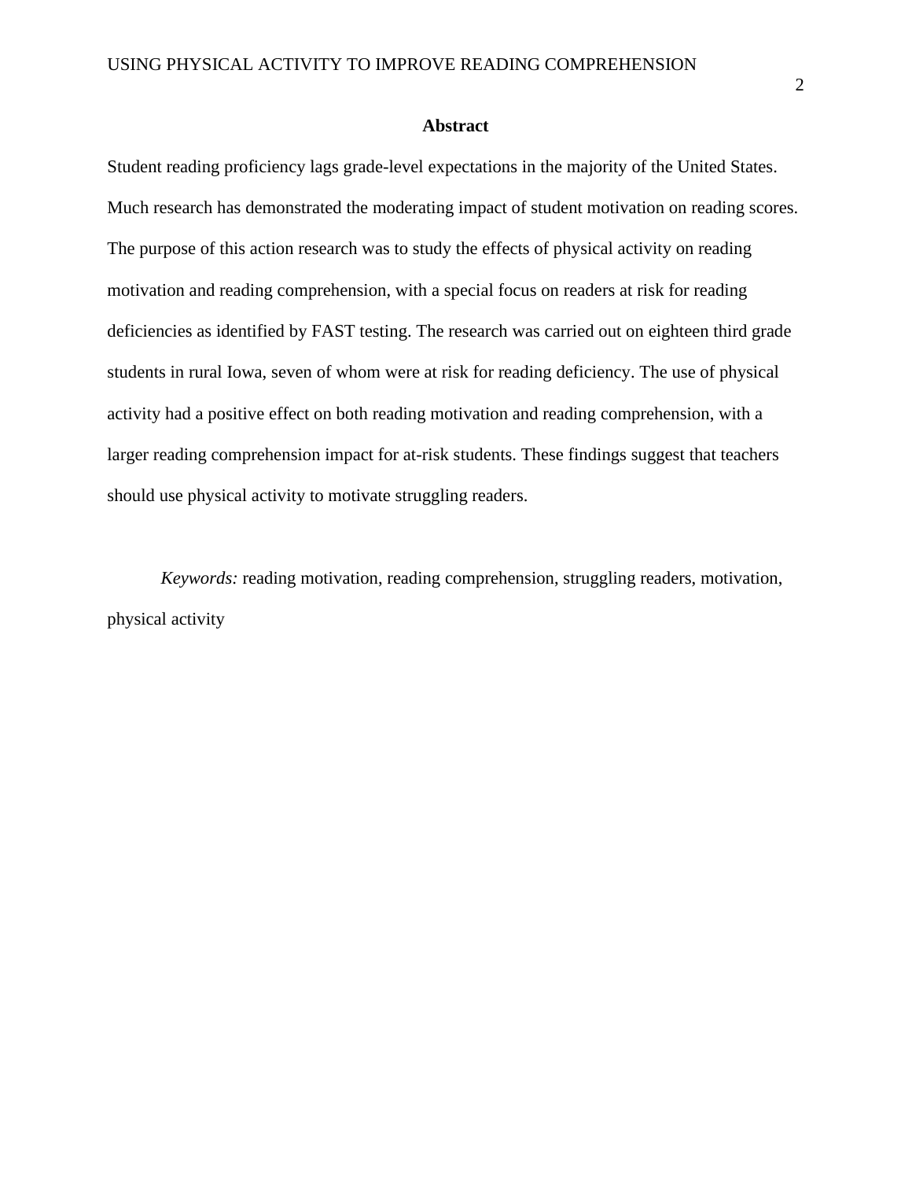# Abstract

Student reading proficiency lags grade-level expectations in the majority of the United States. Much research has demonstrated the moderating impact of student motivation on reading scores. The purpose of this action research was to study the effects of physical activity on reading motivation and reading comprehension, with a special focus on readers at risk for reading deficiencies as identified by FAST testing. The research was carried out on eighteen third grade students in rural Iowa, seven of whom were at risk for reading deficiency. The use of physical activity had a positive effect on both reading motivation and reading comprehension, with a larger reading comprehension impact for at-risk students. These findings suggest that teachers should use physical activity to motivate struggling readers.

*Keywords:* reading motivation, reading comprehension, struggling readers, motivation, physical activity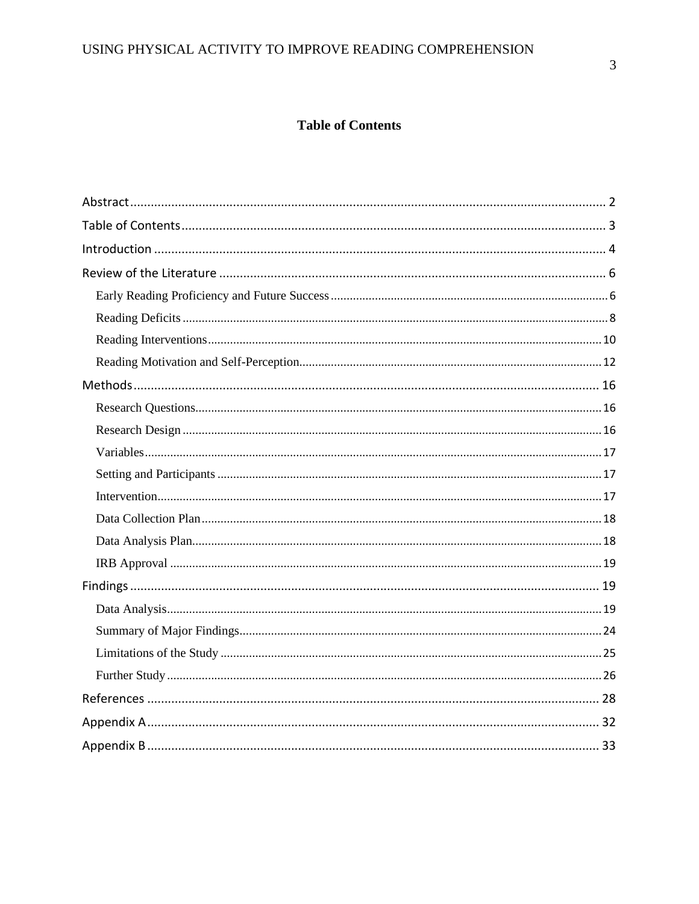## Table of Contents

Abstract .......... 2
Table of Contents .......... 3
Introduction .......... 4
Review of the Literature .......... 6
- Early Reading Proficiency and Future Success .......... 6
- Reading Deficits .......... 8
- Reading Interventions .......... 10
- Reading Motivation and Self-Perception .......... 12

Methods .......... 16
- Research Questions .......... 16
- Research Design .......... 16
- Variables .......... 17
- Setting and Participants .......... 17
- Intervention .......... 17
- Data Collection Plan .......... 18
- Data Analysis Plan .......... 18
- IRB Approval .......... 19

Findings .......... 19
- Data Analysis .......... 19
- Summary of Major Findings .......... 24
- Limitations of the Study .......... 25
- Further Study .......... 26

References .......... 28
Appendix A .......... 32
Appendix B .......... 33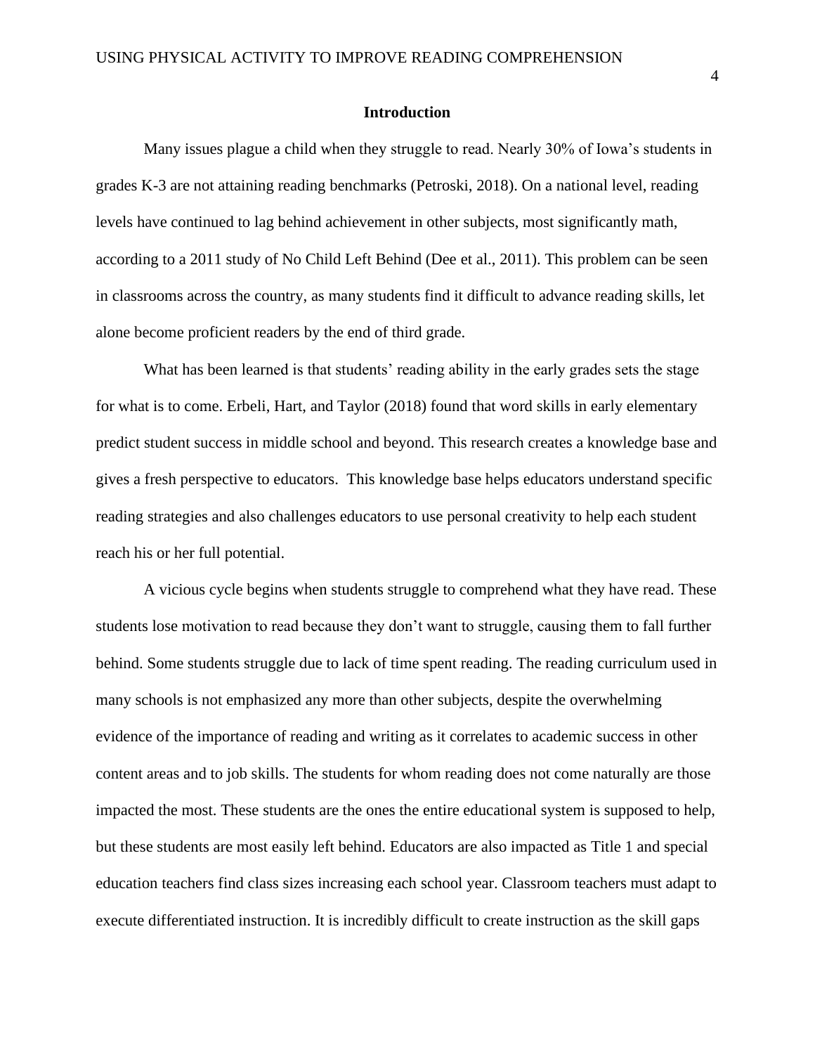## Introduction

Many issues plague a child when they struggle to read. Nearly 30% of Iowa's students in grades K-3 are not attaining reading benchmarks (Petroski, 2018). On a national level, reading levels have continued to lag behind achievement in other subjects, most significantly math, according to a 2011 study of No Child Left Behind (Dee et al., 2011). This problem can be seen in classrooms across the country, as many students find it difficult to advance reading skills, let alone become proficient readers by the end of third grade.

What has been learned is that students' reading ability in the early grades sets the stage for what is to come. Erbeli, Hart, and Taylor (2018) found that word skills in early elementary predict student success in middle school and beyond. This research creates a knowledge base and gives a fresh perspective to educators. This knowledge base helps educators understand specific reading strategies and also challenges educators to use personal creativity to help each student reach his or her full potential.

A vicious cycle begins when students struggle to comprehend what they have read. These students lose motivation to read because they don't want to struggle, causing them to fall further behind. Some students struggle due to lack of time spent reading. The reading curriculum used in many schools is not emphasized any more than other subjects, despite the overwhelming evidence of the importance of reading and writing as it correlates to academic success in other content areas and to job skills. The students for whom reading does not come naturally are those impacted the most. These students are the ones the entire educational system is supposed to help, but these students are most easily left behind. Educators are also impacted as Title 1 and special education teachers find class sizes increasing each school year. Classroom teachers must adapt to execute differentiated instruction. It is incredibly difficult to create instruction as the skill gaps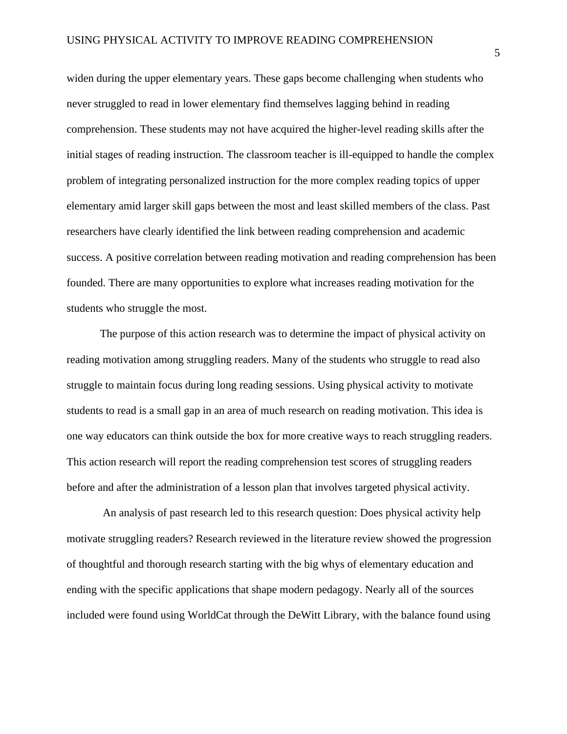widen during the upper elementary years. These gaps become challenging when students who never struggled to read in lower elementary find themselves lagging behind in reading comprehension. These students may not have acquired the higher-level reading skills after the initial stages of reading instruction. The classroom teacher is ill-equipped to handle the complex problem of integrating personalized instruction for the more complex reading topics of upper elementary amid larger skill gaps between the most and least skilled members of the class. Past researchers have clearly identified the link between reading comprehension and academic success. A positive correlation between reading motivation and reading comprehension has been founded. There are many opportunities to explore what increases reading motivation for the students who struggle the most.

The purpose of this action research was to determine the impact of physical activity on reading motivation among struggling readers. Many of the students who struggle to read also struggle to maintain focus during long reading sessions. Using physical activity to motivate students to read is a small gap in an area of much research on reading motivation. This idea is one way educators can think outside the box for more creative ways to reach struggling readers. This action research will report the reading comprehension test scores of struggling readers before and after the administration of a lesson plan that involves targeted physical activity.

An analysis of past research led to this research question: Does physical activity help motivate struggling readers? Research reviewed in the literature review showed the progression of thoughtful and thorough research starting with the big whys of elementary education and ending with the specific applications that shape modern pedagogy. Nearly all of the sources included were found using WorldCat through the DeWitt Library, with the balance found using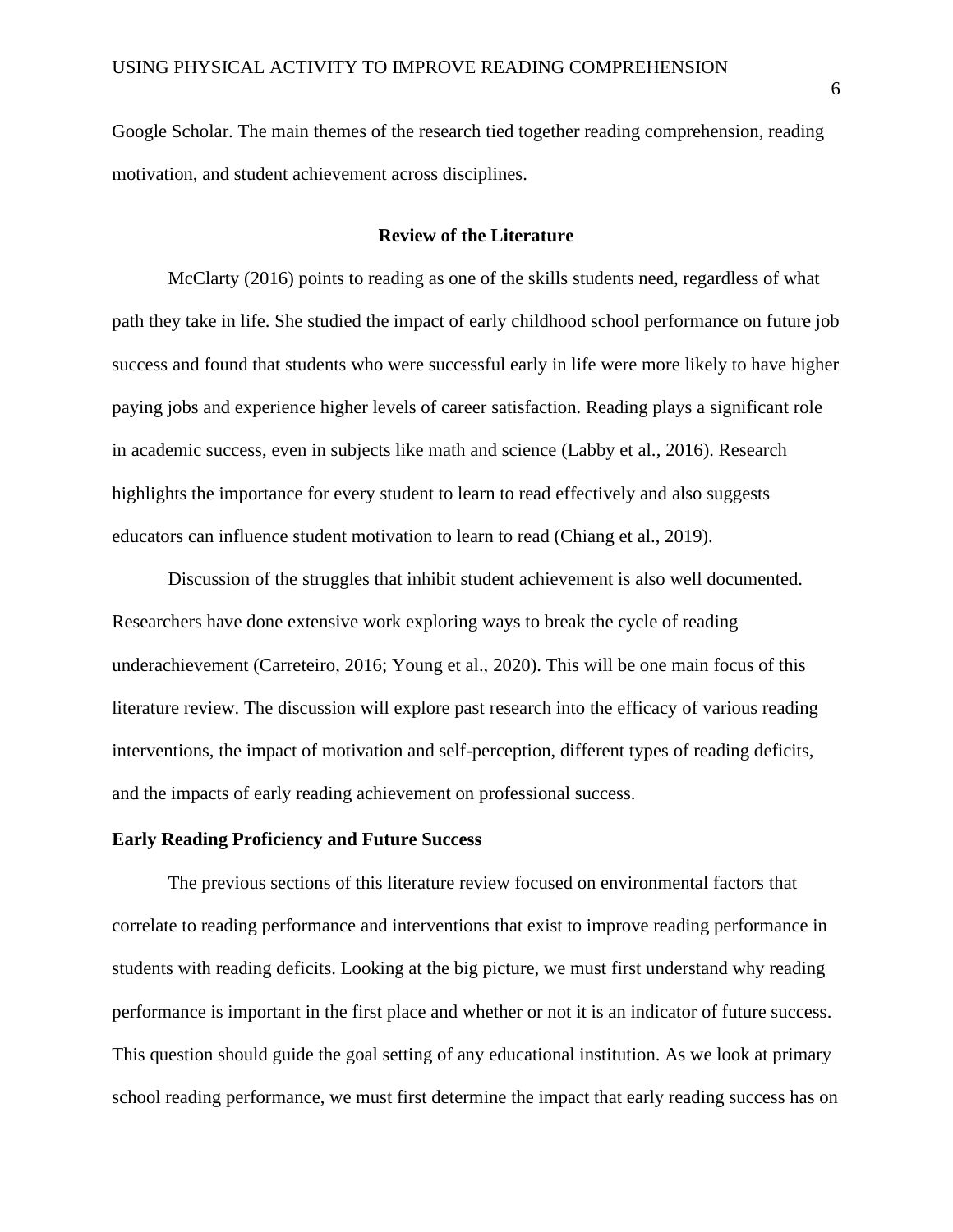Google Scholar. The main themes of the research tied together reading comprehension, reading motivation, and student achievement across disciplines.

## Review of the Literature

McClarty (2016) points to reading as one of the skills students need, regardless of what path they take in life. She studied the impact of early childhood school performance on future job success and found that students who were successful early in life were more likely to have higher paying jobs and experience higher levels of career satisfaction. Reading plays a significant role in academic success, even in subjects like math and science (Labby et al., 2016). Research highlights the importance for every student to learn to read effectively and also suggests educators can influence student motivation to learn to read (Chiang et al., 2019).

Discussion of the struggles that inhibit student achievement is also well documented. Researchers have done extensive work exploring ways to break the cycle of reading underachievement (Carreteiro, 2016; Young et al., 2020). This will be one main focus of this literature review. The discussion will explore past research into the efficacy of various reading interventions, the impact of motivation and self-perception, different types of reading deficits, and the impacts of early reading achievement on professional success.

### Early Reading Proficiency and Future Success

The previous sections of this literature review focused on environmental factors that correlate to reading performance and interventions that exist to improve reading performance in students with reading deficits. Looking at the big picture, we must first understand why reading performance is important in the first place and whether or not it is an indicator of future success. This question should guide the goal setting of any educational institution. As we look at primary school reading performance, we must first determine the impact that early reading success has on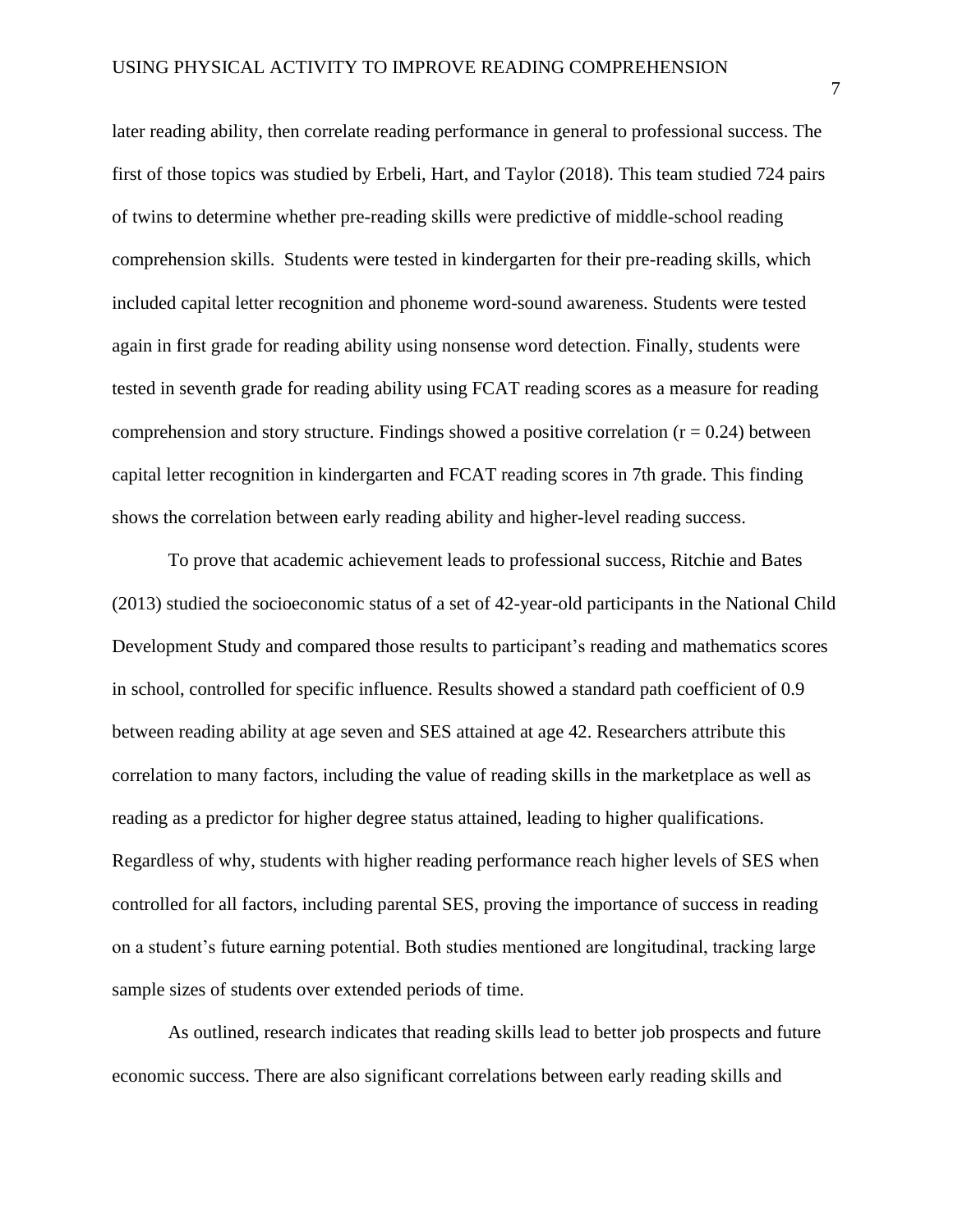later reading ability, then correlate reading performance in general to professional success. The first of those topics was studied by Erbeli, Hart, and Taylor (2018). This team studied 724 pairs of twins to determine whether pre-reading skills were predictive of middle-school reading comprehension skills.  Students were tested in kindergarten for their pre-reading skills, which included capital letter recognition and phoneme word-sound awareness. Students were tested again in first grade for reading ability using nonsense word detection. Finally, students were tested in seventh grade for reading ability using FCAT reading scores as a measure for reading comprehension and story structure. Findings showed a positive correlation ($r = 0.24$) between capital letter recognition in kindergarten and FCAT reading scores in 7th grade. This finding shows the correlation between early reading ability and higher-level reading success.

To prove that academic achievement leads to professional success, Ritchie and Bates (2013) studied the socioeconomic status of a set of 42-year-old participants in the National Child Development Study and compared those results to participant's reading and mathematics scores in school, controlled for specific influence. Results showed a standard path coefficient of 0.9 between reading ability at age seven and SES attained at age 42. Researchers attribute this correlation to many factors, including the value of reading skills in the marketplace as well as reading as a predictor for higher degree status attained, leading to higher qualifications. Regardless of why, students with higher reading performance reach higher levels of SES when controlled for all factors, including parental SES, proving the importance of success in reading on a student's future earning potential. Both studies mentioned are longitudinal, tracking large sample sizes of students over extended periods of time.

As outlined, research indicates that reading skills lead to better job prospects and future economic success. There are also significant correlations between early reading skills and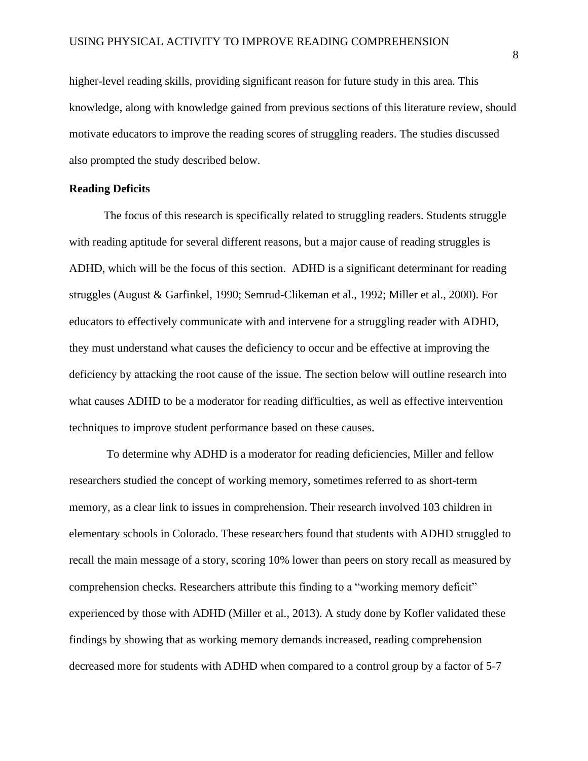higher-level reading skills, providing significant reason for future study in this area. This knowledge, along with knowledge gained from previous sections of this literature review, should motivate educators to improve the reading scores of struggling readers. The studies discussed also prompted the study described below.

## Reading Deficits

The focus of this research is specifically related to struggling readers. Students struggle with reading aptitude for several different reasons, but a major cause of reading struggles is ADHD, which will be the focus of this section. ADHD is a significant determinant for reading struggles (August & Garfinkel, 1990; Semrud-Clikeman et al., 1992; Miller et al., 2000). For educators to effectively communicate with and intervene for a struggling reader with ADHD, they must understand what causes the deficiency to occur and be effective at improving the deficiency by attacking the root cause of the issue. The section below will outline research into what causes ADHD to be a moderator for reading difficulties, as well as effective intervention techniques to improve student performance based on these causes.

To determine why ADHD is a moderator for reading deficiencies, Miller and fellow researchers studied the concept of working memory, sometimes referred to as short-term memory, as a clear link to issues in comprehension. Their research involved 103 children in elementary schools in Colorado. These researchers found that students with ADHD struggled to recall the main message of a story, scoring 10% lower than peers on story recall as measured by comprehension checks. Researchers attribute this finding to a "working memory deficit" experienced by those with ADHD (Miller et al., 2013). A study done by Kofler validated these findings by showing that as working memory demands increased, reading comprehension decreased more for students with ADHD when compared to a control group by a factor of 5-7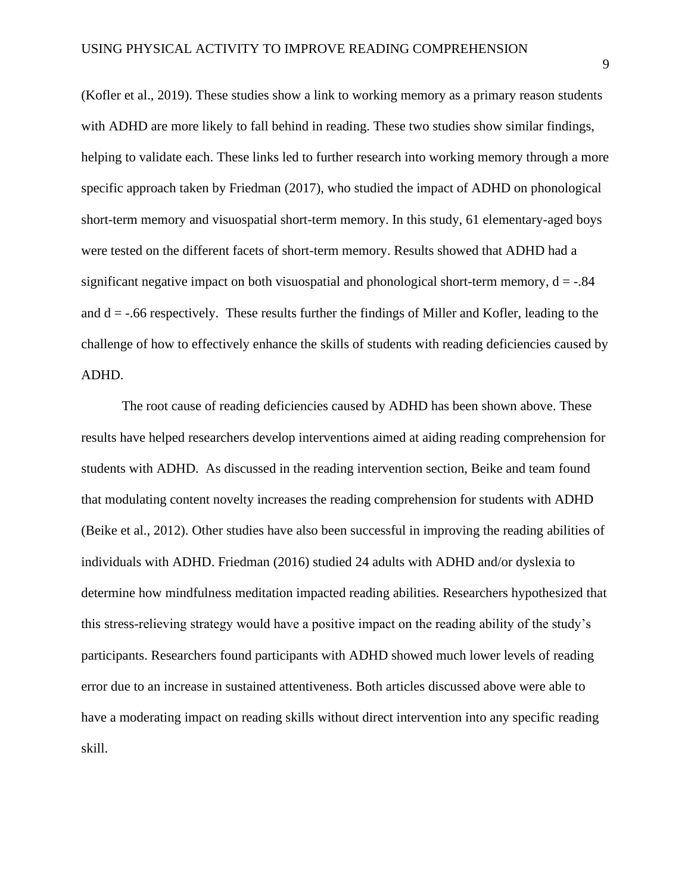(Kofler et al., 2019). These studies show a link to working memory as a primary reason students with ADHD are more likely to fall behind in reading. These two studies show similar findings, helping to validate each. These links led to further research into working memory through a more specific approach taken by Friedman (2017), who studied the impact of ADHD on phonological short-term memory and visuospatial short-term memory. In this study, 61 elementary-aged boys were tested on the different facets of short-term memory. Results showed that ADHD had a significant negative impact on both visuospatial and phonological short-term memory, $d = -.84$ and $d = -.66$ respectively. These results further the findings of Miller and Kofler, leading to the challenge of how to effectively enhance the skills of students with reading deficiencies caused by ADHD.

The root cause of reading deficiencies caused by ADHD has been shown above. These results have helped researchers develop interventions aimed at aiding reading comprehension for students with ADHD. As discussed in the reading intervention section, Beike and team found that modulating content novelty increases the reading comprehension for students with ADHD (Beike et al., 2012). Other studies have also been successful in improving the reading abilities of individuals with ADHD. Friedman (2016) studied 24 adults with ADHD and/or dyslexia to determine how mindfulness meditation impacted reading abilities. Researchers hypothesized that this stress-relieving strategy would have a positive impact on the reading ability of the study's participants. Researchers found participants with ADHD showed much lower levels of reading error due to an increase in sustained attentiveness. Both articles discussed above were able to have a moderating impact on reading skills without direct intervention into any specific reading skill.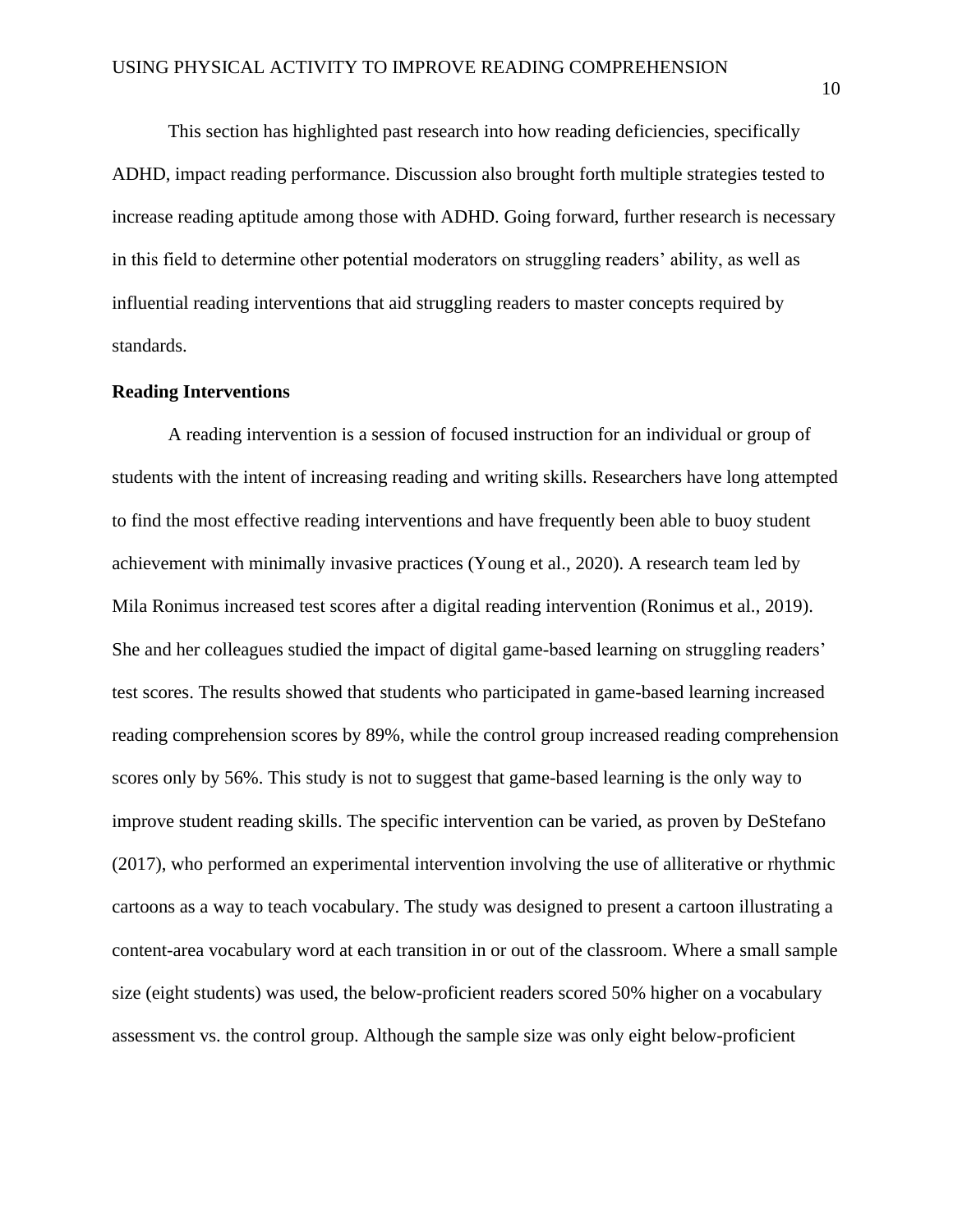This section has highlighted past research into how reading deficiencies, specifically ADHD, impact reading performance. Discussion also brought forth multiple strategies tested to increase reading aptitude among those with ADHD. Going forward, further research is necessary in this field to determine other potential moderators on struggling readers' ability, as well as influential reading interventions that aid struggling readers to master concepts required by standards.

**Reading Interventions**

A reading intervention is a session of focused instruction for an individual or group of students with the intent of increasing reading and writing skills. Researchers have long attempted to find the most effective reading interventions and have frequently been able to buoy student achievement with minimally invasive practices (Young et al., 2020). A research team led by Mila Ronimus increased test scores after a digital reading intervention (Ronimus et al., 2019). She and her colleagues studied the impact of digital game-based learning on struggling readers' test scores. The results showed that students who participated in game-based learning increased reading comprehension scores by 89%, while the control group increased reading comprehension scores only by 56%. This study is not to suggest that game-based learning is the only way to improve student reading skills. The specific intervention can be varied, as proven by DeStefano (2017), who performed an experimental intervention involving the use of alliterative or rhythmic cartoons as a way to teach vocabulary. The study was designed to present a cartoon illustrating a content-area vocabulary word at each transition in or out of the classroom. Where a small sample size (eight students) was used, the below-proficient readers scored 50% higher on a vocabulary assessment vs. the control group. Although the sample size was only eight below-proficient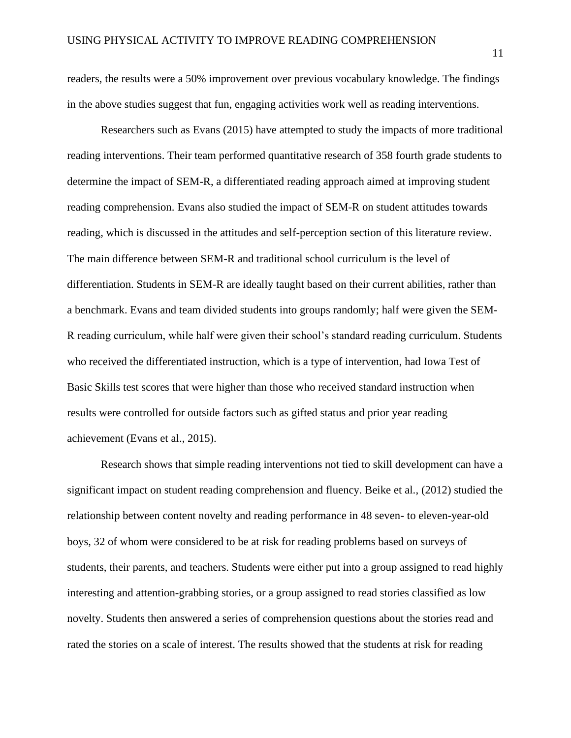readers, the results were a 50% improvement over previous vocabulary knowledge. The findings in the above studies suggest that fun, engaging activities work well as reading interventions.

Researchers such as Evans (2015) have attempted to study the impacts of more traditional reading interventions. Their team performed quantitative research of 358 fourth grade students to determine the impact of SEM-R, a differentiated reading approach aimed at improving student reading comprehension. Evans also studied the impact of SEM-R on student attitudes towards reading, which is discussed in the attitudes and self-perception section of this literature review. The main difference between SEM-R and traditional school curriculum is the level of differentiation. Students in SEM-R are ideally taught based on their current abilities, rather than a benchmark. Evans and team divided students into groups randomly; half were given the SEM-R reading curriculum, while half were given their school's standard reading curriculum. Students who received the differentiated instruction, which is a type of intervention, had Iowa Test of Basic Skills test scores that were higher than those who received standard instruction when results were controlled for outside factors such as gifted status and prior year reading achievement (Evans et al., 2015).

Research shows that simple reading interventions not tied to skill development can have a significant impact on student reading comprehension and fluency. Beike et al., (2012) studied the relationship between content novelty and reading performance in 48 seven- to eleven-year-old boys, 32 of whom were considered to be at risk for reading problems based on surveys of students, their parents, and teachers. Students were either put into a group assigned to read highly interesting and attention-grabbing stories, or a group assigned to read stories classified as low novelty. Students then answered a series of comprehension questions about the stories read and rated the stories on a scale of interest. The results showed that the students at risk for reading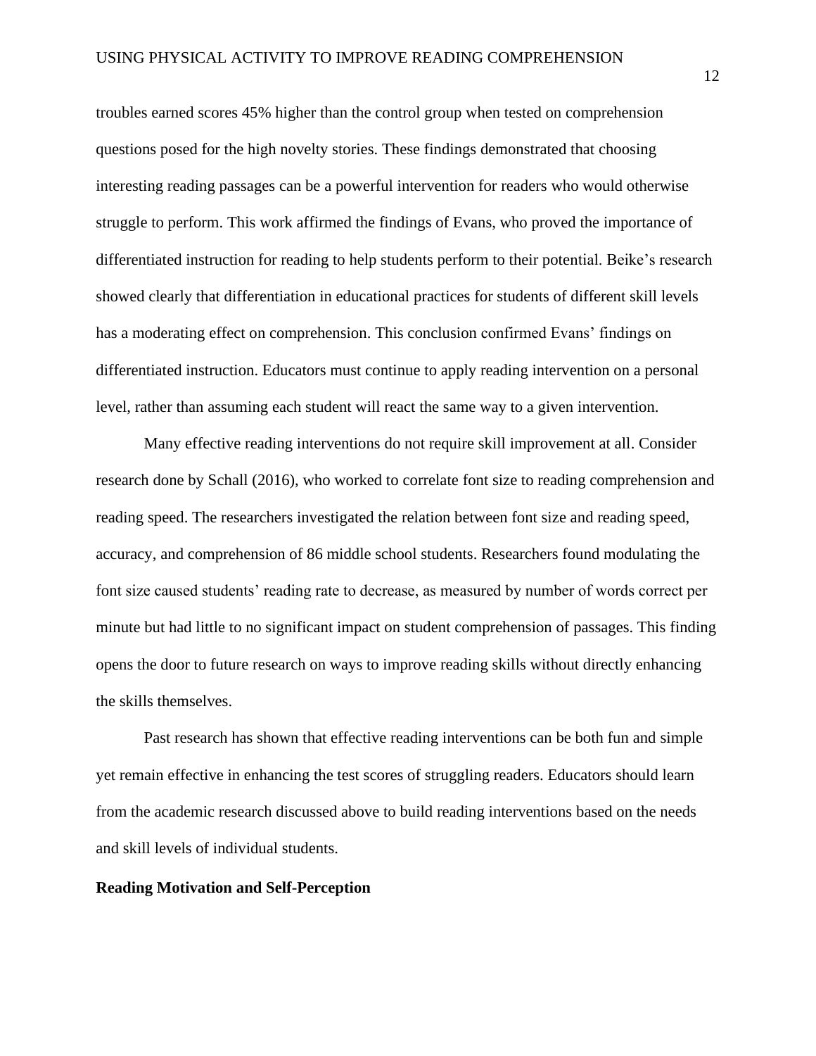troubles earned scores 45% higher than the control group when tested on comprehension questions posed for the high novelty stories. These findings demonstrated that choosing interesting reading passages can be a powerful intervention for readers who would otherwise struggle to perform. This work affirmed the findings of Evans, who proved the importance of differentiated instruction for reading to help students perform to their potential. Beike's research showed clearly that differentiation in educational practices for students of different skill levels has a moderating effect on comprehension. This conclusion confirmed Evans' findings on differentiated instruction. Educators must continue to apply reading intervention on a personal level, rather than assuming each student will react the same way to a given intervention.

Many effective reading interventions do not require skill improvement at all. Consider research done by Schall (2016), who worked to correlate font size to reading comprehension and reading speed. The researchers investigated the relation between font size and reading speed, accuracy, and comprehension of 86 middle school students. Researchers found modulating the font size caused students' reading rate to decrease, as measured by number of words correct per minute but had little to no significant impact on student comprehension of passages. This finding opens the door to future research on ways to improve reading skills without directly enhancing the skills themselves.

Past research has shown that effective reading interventions can be both fun and simple yet remain effective in enhancing the test scores of struggling readers. Educators should learn from the academic research discussed above to build reading interventions based on the needs and skill levels of individual students.

**Reading Motivation and Self-Perception**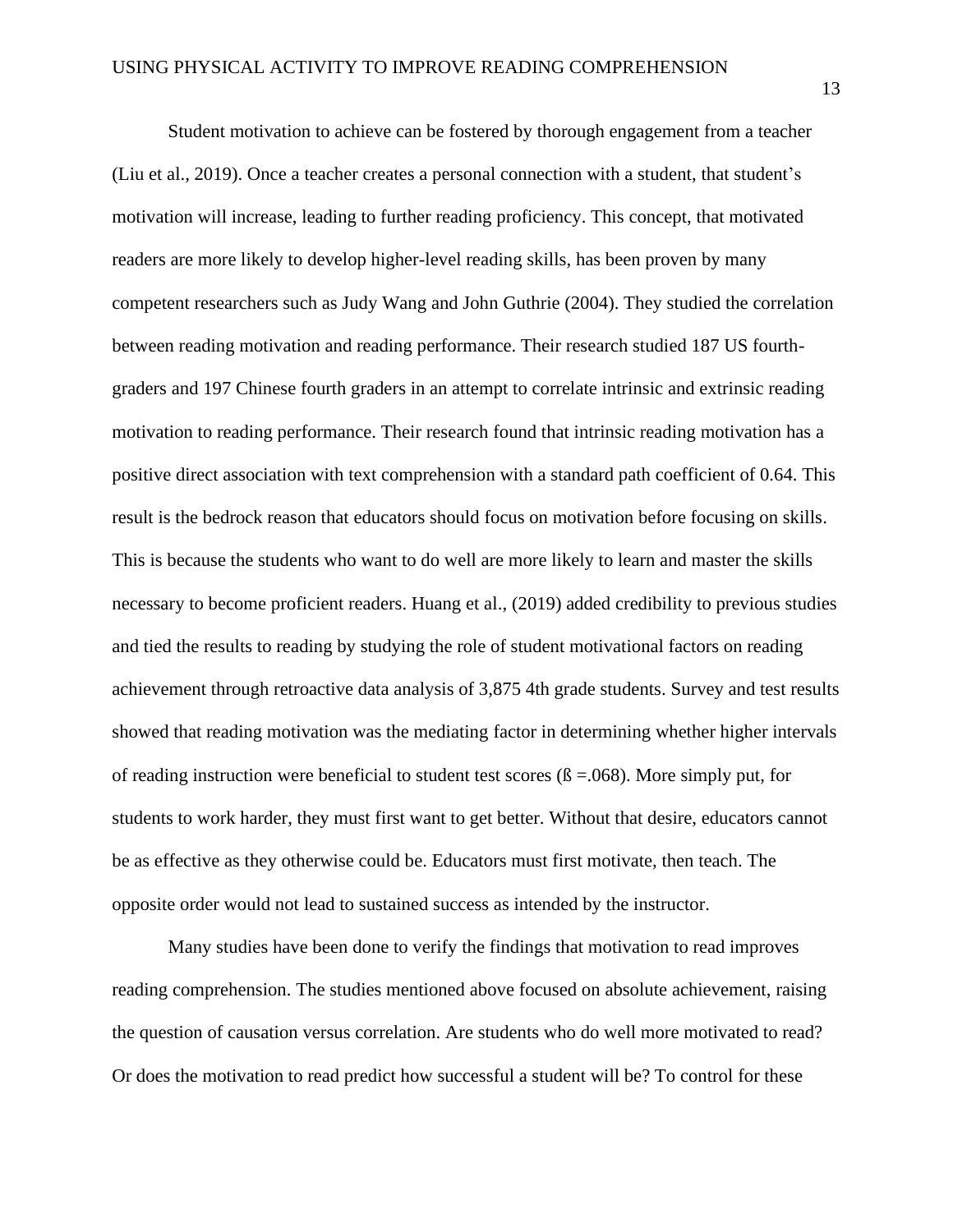Student motivation to achieve can be fostered by thorough engagement from a teacher (Liu et al., 2019). Once a teacher creates a personal connection with a student, that student's motivation will increase, leading to further reading proficiency. This concept, that motivated readers are more likely to develop higher-level reading skills, has been proven by many competent researchers such as Judy Wang and John Guthrie (2004). They studied the correlation between reading motivation and reading performance. Their research studied 187 US fourth-graders and 197 Chinese fourth graders in an attempt to correlate intrinsic and extrinsic reading motivation to reading performance. Their research found that intrinsic reading motivation has a positive direct association with text comprehension with a standard path coefficient of 0.64. This result is the bedrock reason that educators should focus on motivation before focusing on skills. This is because the students who want to do well are more likely to learn and master the skills necessary to become proficient readers. Huang et al., (2019) added credibility to previous studies and tied the results to reading by studying the role of student motivational factors on reading achievement through retroactive data analysis of 3,875 4th grade students. Survey and test results showed that reading motivation was the mediating factor in determining whether higher intervals of reading instruction were beneficial to student test scores (ß =.068). More simply put, for students to work harder, they must first want to get better. Without that desire, educators cannot be as effective as they otherwise could be. Educators must first motivate, then teach. The opposite order would not lead to sustained success as intended by the instructor.

Many studies have been done to verify the findings that motivation to read improves reading comprehension. The studies mentioned above focused on absolute achievement, raising the question of causation versus correlation. Are students who do well more motivated to read? Or does the motivation to read predict how successful a student will be? To control for these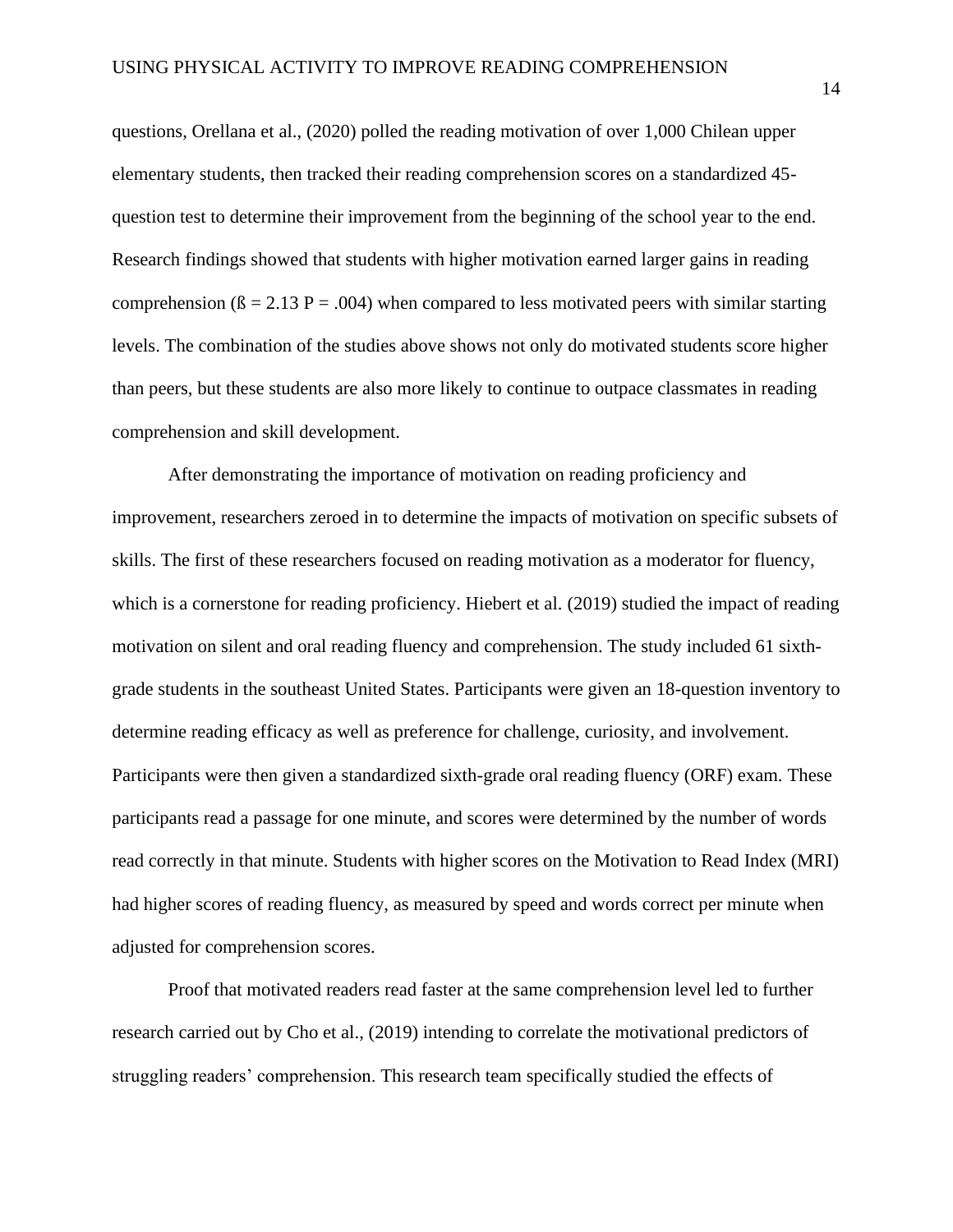questions, Orellana et al., (2020) polled the reading motivation of over 1,000 Chilean upper elementary students, then tracked their reading comprehension scores on a standardized 45-question test to determine their improvement from the beginning of the school year to the end. Research findings showed that students with higher motivation earned larger gains in reading comprehension ($ß = 2.13$ $P = .004$) when compared to less motivated peers with similar starting levels. The combination of the studies above shows not only do motivated students score higher than peers, but these students are also more likely to continue to outpace classmates in reading comprehension and skill development.

After demonstrating the importance of motivation on reading proficiency and improvement, researchers zeroed in to determine the impacts of motivation on specific subsets of skills. The first of these researchers focused on reading motivation as a moderator for fluency, which is a cornerstone for reading proficiency. Hiebert et al. (2019) studied the impact of reading motivation on silent and oral reading fluency and comprehension. The study included 61 sixth-grade students in the southeast United States. Participants were given an 18-question inventory to determine reading efficacy as well as preference for challenge, curiosity, and involvement. Participants were then given a standardized sixth-grade oral reading fluency (ORF) exam. These participants read a passage for one minute, and scores were determined by the number of words read correctly in that minute. Students with higher scores on the Motivation to Read Index (MRI) had higher scores of reading fluency, as measured by speed and words correct per minute when adjusted for comprehension scores.

Proof that motivated readers read faster at the same comprehension level led to further research carried out by Cho et al., (2019) intending to correlate the motivational predictors of struggling readers' comprehension. This research team specifically studied the effects of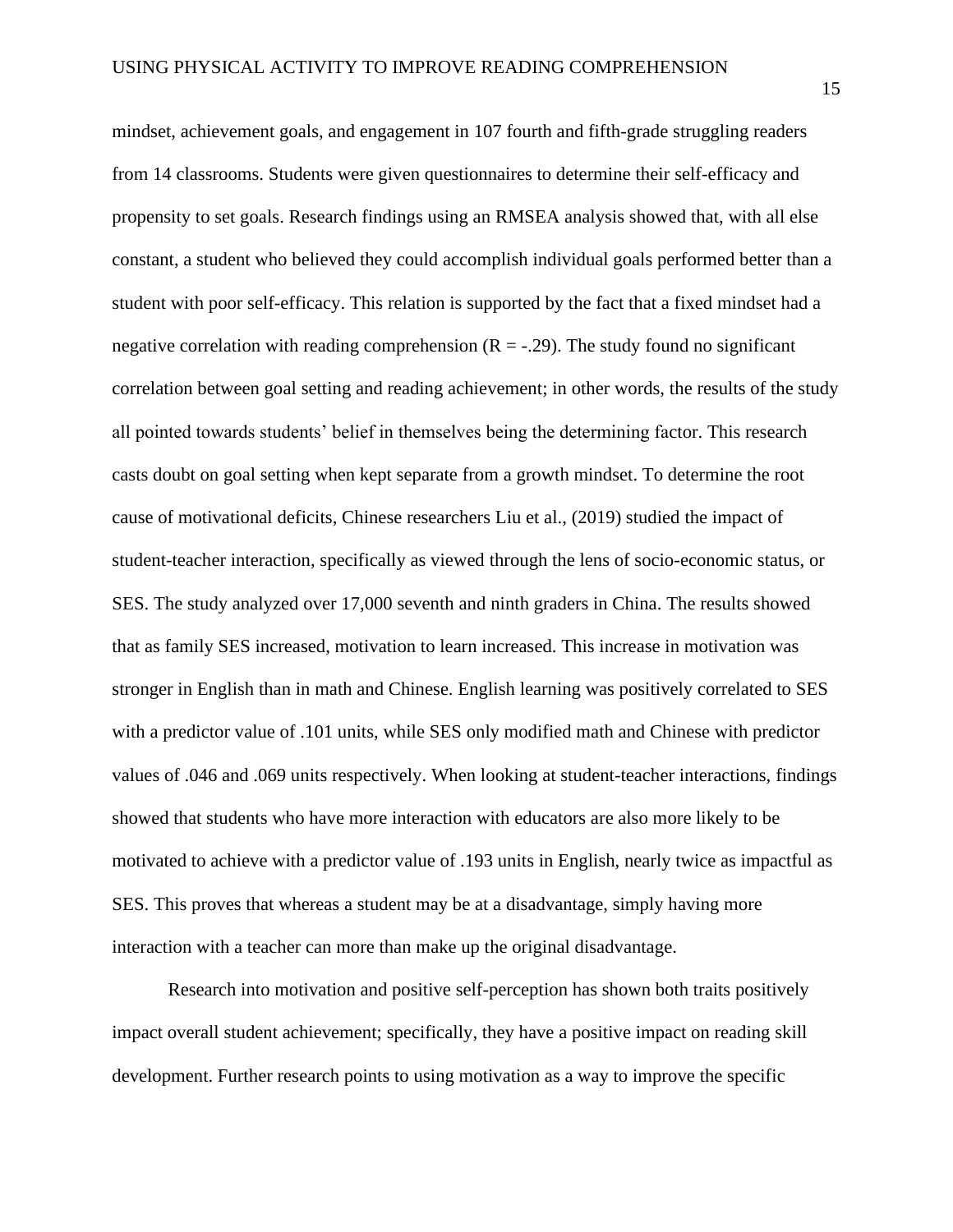mindset, achievement goals, and engagement in 107 fourth and fifth-grade struggling readers from 14 classrooms. Students were given questionnaires to determine their self-efficacy and propensity to set goals. Research findings using an RMSEA analysis showed that, with all else constant, a student who believed they could accomplish individual goals performed better than a student with poor self-efficacy. This relation is supported by the fact that a fixed mindset had a negative correlation with reading comprehension ($R = -.29$). The study found no significant correlation between goal setting and reading achievement; in other words, the results of the study all pointed towards students' belief in themselves being the determining factor. This research casts doubt on goal setting when kept separate from a growth mindset. To determine the root cause of motivational deficits, Chinese researchers Liu et al., (2019) studied the impact of student-teacher interaction, specifically as viewed through the lens of socio-economic status, or SES. The study analyzed over 17,000 seventh and ninth graders in China. The results showed that as family SES increased, motivation to learn increased. This increase in motivation was stronger in English than in math and Chinese. English learning was positively correlated to SES with a predictor value of .101 units, while SES only modified math and Chinese with predictor values of .046 and .069 units respectively. When looking at student-teacher interactions, findings showed that students who have more interaction with educators are also more likely to be motivated to achieve with a predictor value of .193 units in English, nearly twice as impactful as SES. This proves that whereas a student may be at a disadvantage, simply having more interaction with a teacher can more than make up the original disadvantage.

Research into motivation and positive self-perception has shown both traits positively impact overall student achievement; specifically, they have a positive impact on reading skill development. Further research points to using motivation as a way to improve the specific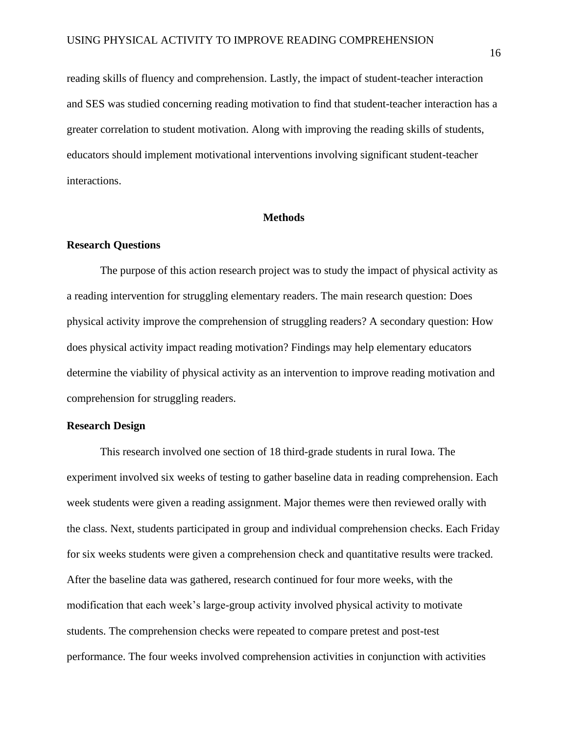reading skills of fluency and comprehension. Lastly, the impact of student-teacher interaction and SES was studied concerning reading motivation to find that student-teacher interaction has a greater correlation to student motivation. Along with improving the reading skills of students, educators should implement motivational interventions involving significant student-teacher interactions.

## Methods

### Research Questions

The purpose of this action research project was to study the impact of physical activity as a reading intervention for struggling elementary readers. The main research question: Does physical activity improve the comprehension of struggling readers? A secondary question: How does physical activity impact reading motivation? Findings may help elementary educators determine the viability of physical activity as an intervention to improve reading motivation and comprehension for struggling readers.

### Research Design

This research involved one section of 18 third-grade students in rural Iowa. The experiment involved six weeks of testing to gather baseline data in reading comprehension. Each week students were given a reading assignment. Major themes were then reviewed orally with the class. Next, students participated in group and individual comprehension checks. Each Friday for six weeks students were given a comprehension check and quantitative results were tracked. After the baseline data was gathered, research continued for four more weeks, with the modification that each week's large-group activity involved physical activity to motivate students. The comprehension checks were repeated to compare pretest and post-test performance. The four weeks involved comprehension activities in conjunction with activities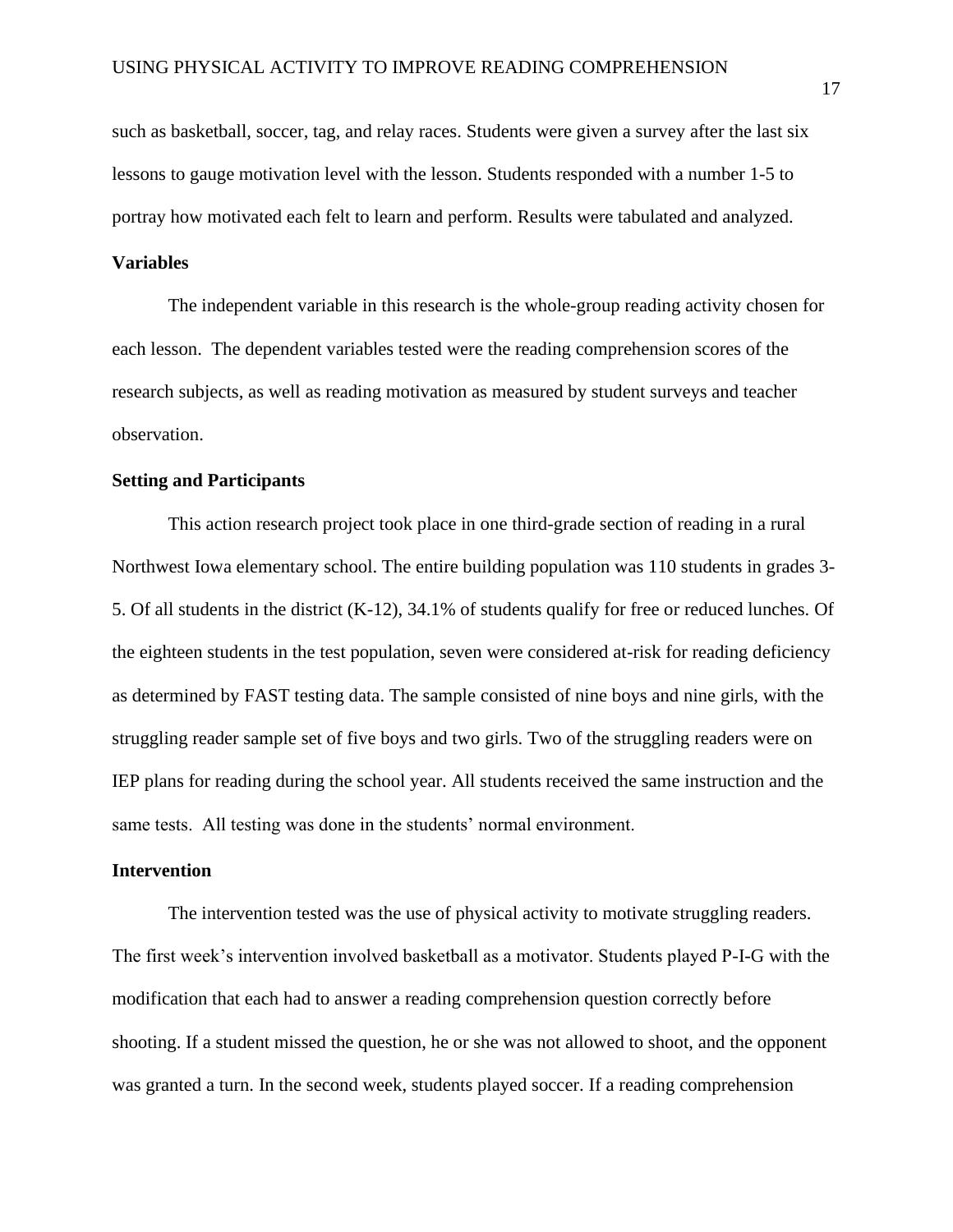such as basketball, soccer, tag, and relay races. Students were given a survey after the last six lessons to gauge motivation level with the lesson. Students responded with a number 1-5 to portray how motivated each felt to learn and perform. Results were tabulated and analyzed.

**Variables**

The independent variable in this research is the whole-group reading activity chosen for each lesson. The dependent variables tested were the reading comprehension scores of the research subjects, as well as reading motivation as measured by student surveys and teacher observation.

**Setting and Participants**

This action research project took place in one third-grade section of reading in a rural Northwest Iowa elementary school. The entire building population was 110 students in grades 3-5. Of all students in the district (K-12), 34.1% of students qualify for free or reduced lunches. Of the eighteen students in the test population, seven were considered at-risk for reading deficiency as determined by FAST testing data. The sample consisted of nine boys and nine girls, with the struggling reader sample set of five boys and two girls. Two of the struggling readers were on IEP plans for reading during the school year. All students received the same instruction and the same tests. All testing was done in the students' normal environment.

**Intervention**

The intervention tested was the use of physical activity to motivate struggling readers. The first week's intervention involved basketball as a motivator. Students played P-I-G with the modification that each had to answer a reading comprehension question correctly before shooting. If a student missed the question, he or she was not allowed to shoot, and the opponent was granted a turn. In the second week, students played soccer. If a reading comprehension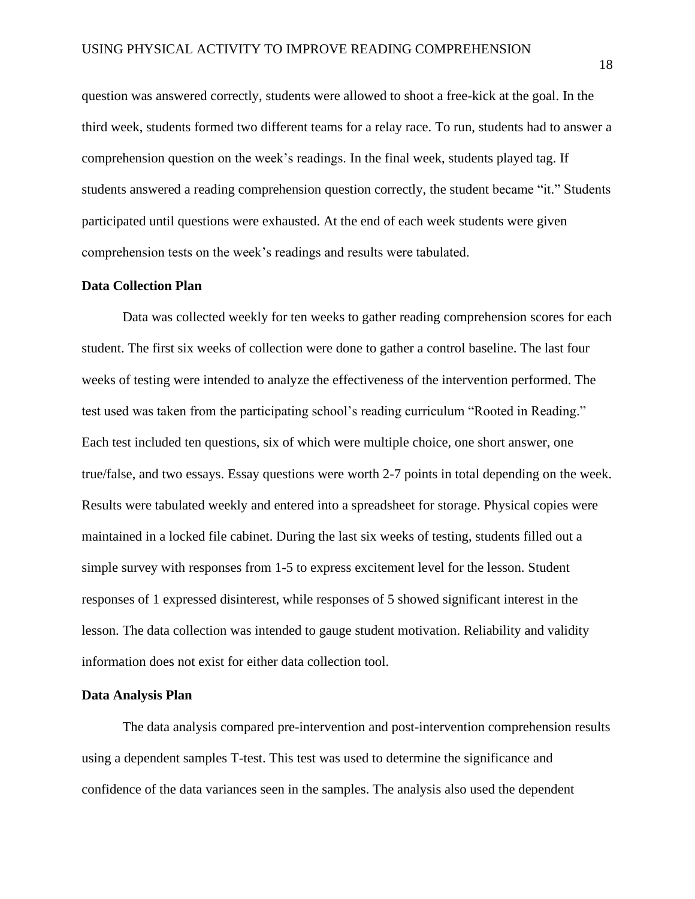question was answered correctly, students were allowed to shoot a free-kick at the goal. In the third week, students formed two different teams for a relay race. To run, students had to answer a comprehension question on the week's readings. In the final week, students played tag. If students answered a reading comprehension question correctly, the student became "it." Students participated until questions were exhausted. At the end of each week students were given comprehension tests on the week's readings and results were tabulated.

**Data Collection Plan**

Data was collected weekly for ten weeks to gather reading comprehension scores for each student. The first six weeks of collection were done to gather a control baseline. The last four weeks of testing were intended to analyze the effectiveness of the intervention performed. The test used was taken from the participating school's reading curriculum "Rooted in Reading." Each test included ten questions, six of which were multiple choice, one short answer, one true/false, and two essays. Essay questions were worth 2-7 points in total depending on the week. Results were tabulated weekly and entered into a spreadsheet for storage. Physical copies were maintained in a locked file cabinet. During the last six weeks of testing, students filled out a simple survey with responses from 1-5 to express excitement level for the lesson. Student responses of 1 expressed disinterest, while responses of 5 showed significant interest in the lesson. The data collection was intended to gauge student motivation. Reliability and validity information does not exist for either data collection tool.

**Data Analysis Plan**

The data analysis compared pre-intervention and post-intervention comprehension results using a dependent samples T-test. This test was used to determine the significance and confidence of the data variances seen in the samples. The analysis also used the dependent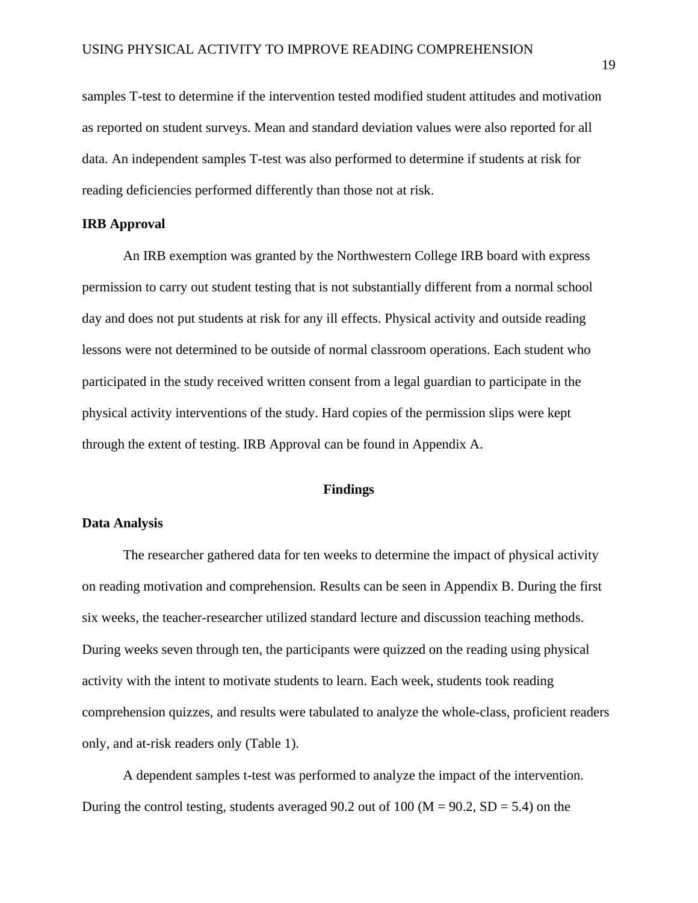samples T-test to determine if the intervention tested modified student attitudes and motivation as reported on student surveys. Mean and standard deviation values were also reported for all data. An independent samples T-test was also performed to determine if students at risk for reading deficiencies performed differently than those not at risk.

### IRB Approval

An IRB exemption was granted by the Northwestern College IRB board with express permission to carry out student testing that is not substantially different from a normal school day and does not put students at risk for any ill effects. Physical activity and outside reading lessons were not determined to be outside of normal classroom operations. Each student who participated in the study received written consent from a legal guardian to participate in the physical activity interventions of the study. Hard copies of the permission slips were kept through the extent of testing. IRB Approval can be found in Appendix A.

## Findings

### Data Analysis

The researcher gathered data for ten weeks to determine the impact of physical activity on reading motivation and comprehension. Results can be seen in Appendix B. During the first six weeks, the teacher-researcher utilized standard lecture and discussion teaching methods. During weeks seven through ten, the participants were quizzed on the reading using physical activity with the intent to motivate students to learn. Each week, students took reading comprehension quizzes, and results were tabulated to analyze the whole-class, proficient readers only, and at-risk readers only (Table 1).

A dependent samples t-test was performed to analyze the impact of the intervention. During the control testing, students averaged 90.2 out of 100 ($M = 90.2$, $SD = 5.4$) on the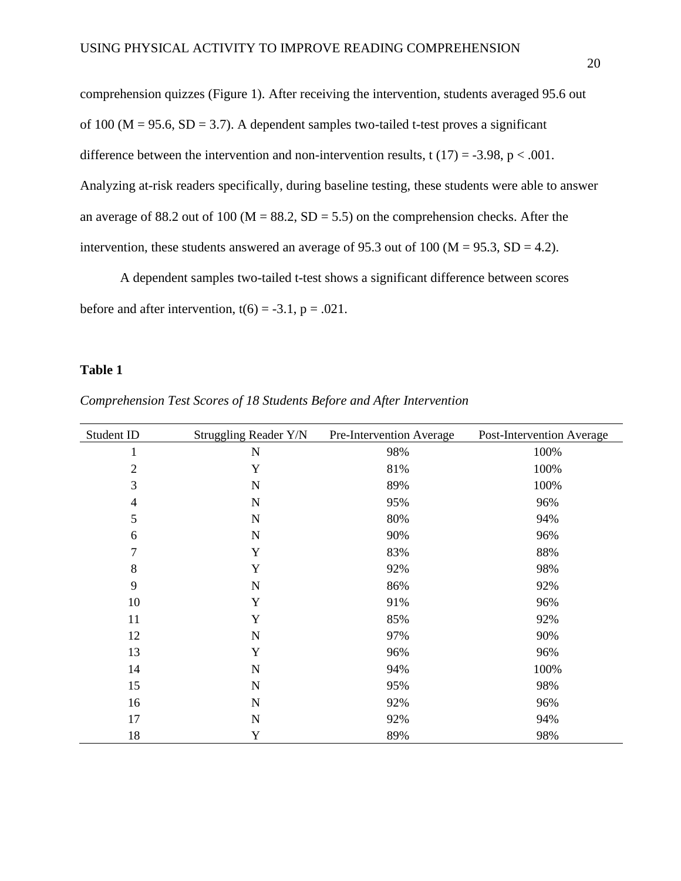comprehension quizzes (Figure 1). After receiving the intervention, students averaged 95.6 out of 100 ($M = 95.6$, $SD = 3.7$). A dependent samples two-tailed t-test proves a significant difference between the intervention and non-intervention results, $t(17) = -3.98$, $p < .001$. Analyzing at-risk readers specifically, during baseline testing, these students were able to answer an average of 88.2 out of 100 ($M = 88.2$, $SD = 5.5$) on the comprehension checks. After the intervention, these students answered an average of 95.3 out of 100 ($M = 95.3$, $SD = 4.2$).

A dependent samples two-tailed t-test shows a significant difference between scores before and after intervention, $t(6) = -3.1$, $p = .021$.

**Table 1**

*Comprehension Test Scores of 18 Students Before and After Intervention*

| Student ID | Struggling Reader Y/N | Pre-Intervention Average | Post-Intervention Average |
|---|---|---|---|
| 1 | N | 98% | 100% |
| 2 | Y | 81% | 100% |
| 3 | N | 89% | 100% |
| 4 | N | 95% | 96% |
| 5 | N | 80% | 94% |
| 6 | N | 90% | 96% |
| 7 | Y | 83% | 88% |
| 8 | Y | 92% | 98% |
| 9 | N | 86% | 92% |
| 10 | Y | 91% | 96% |
| 11 | Y | 85% | 92% |
| 12 | N | 97% | 90% |
| 13 | Y | 96% | 96% |
| 14 | N | 94% | 100% |
| 15 | N | 95% | 98% |
| 16 | N | 92% | 96% |
| 17 | N | 92% | 94% |
| 18 | Y | 89% | 98% |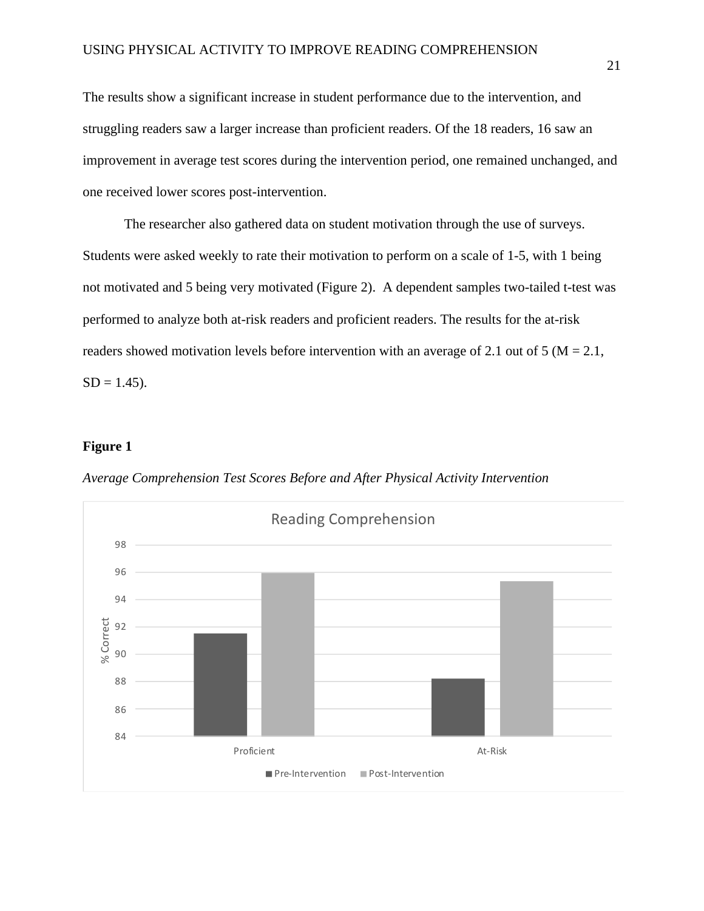The results show a significant increase in student performance due to the intervention, and struggling readers saw a larger increase than proficient readers. Of the 18 readers, 16 saw an improvement in average test scores during the intervention period, one remained unchanged, and one received lower scores post-intervention.

The researcher also gathered data on student motivation through the use of surveys. Students were asked weekly to rate their motivation to perform on a scale of 1-5, with 1 being not motivated and 5 being very motivated (Figure 2). A dependent samples two-tailed t-test was performed to analyze both at-risk readers and proficient readers. The results for the at-risk readers showed motivation levels before intervention with an average of 2.1 out of 5 ($M = 2.1$, $SD = 1.45$).

**Figure 1**

*Average Comprehension Test Scores Before and After Physical Activity Intervention*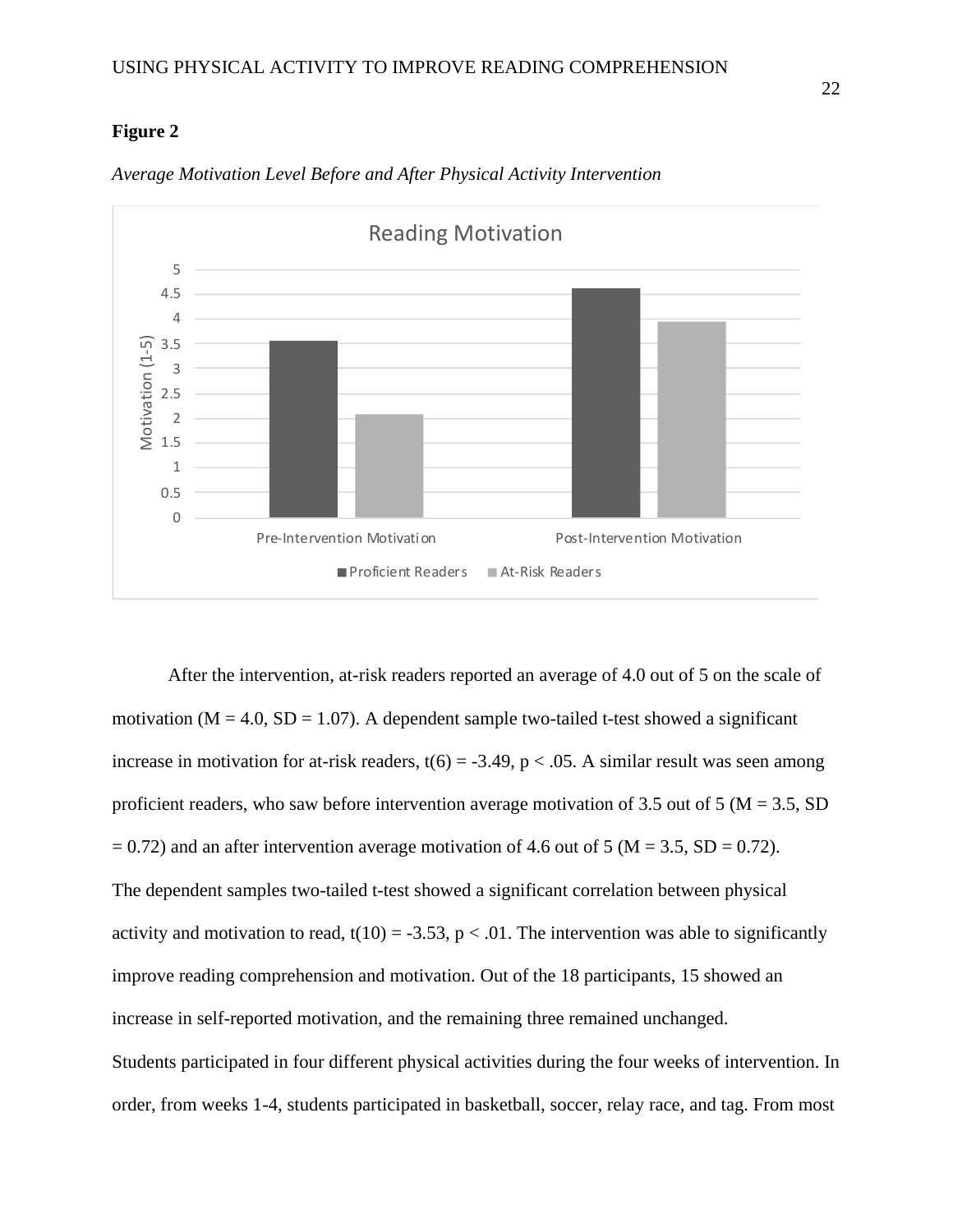**Figure 2**

*Average Motivation Level Before and After Physical Activity Intervention*

After the intervention, at-risk readers reported an average of 4.0 out of 5 on the scale of motivation ($M = 4.0$, $SD = 1.07$). A dependent sample two-tailed t-test showed a significant increase in motivation for at-risk readers, $t(6) = -3.49$, $p < .05$. A similar result was seen among proficient readers, who saw before intervention average motivation of 3.5 out of 5 ($M = 3.5$, $SD = 0.72$) and an after intervention average motivation of 4.6 out of 5 ($M = 3.5$, $SD = 0.72$). The dependent samples two-tailed t-test showed a significant correlation between physical activity and motivation to read, $t(10) = -3.53$, $p < .01$. The intervention was able to significantly improve reading comprehension and motivation. Out of the 18 participants, 15 showed an increase in self-reported motivation, and the remaining three remained unchanged.

Students participated in four different physical activities during the four weeks of intervention. In order, from weeks 1-4, students participated in basketball, soccer, relay race, and tag. From most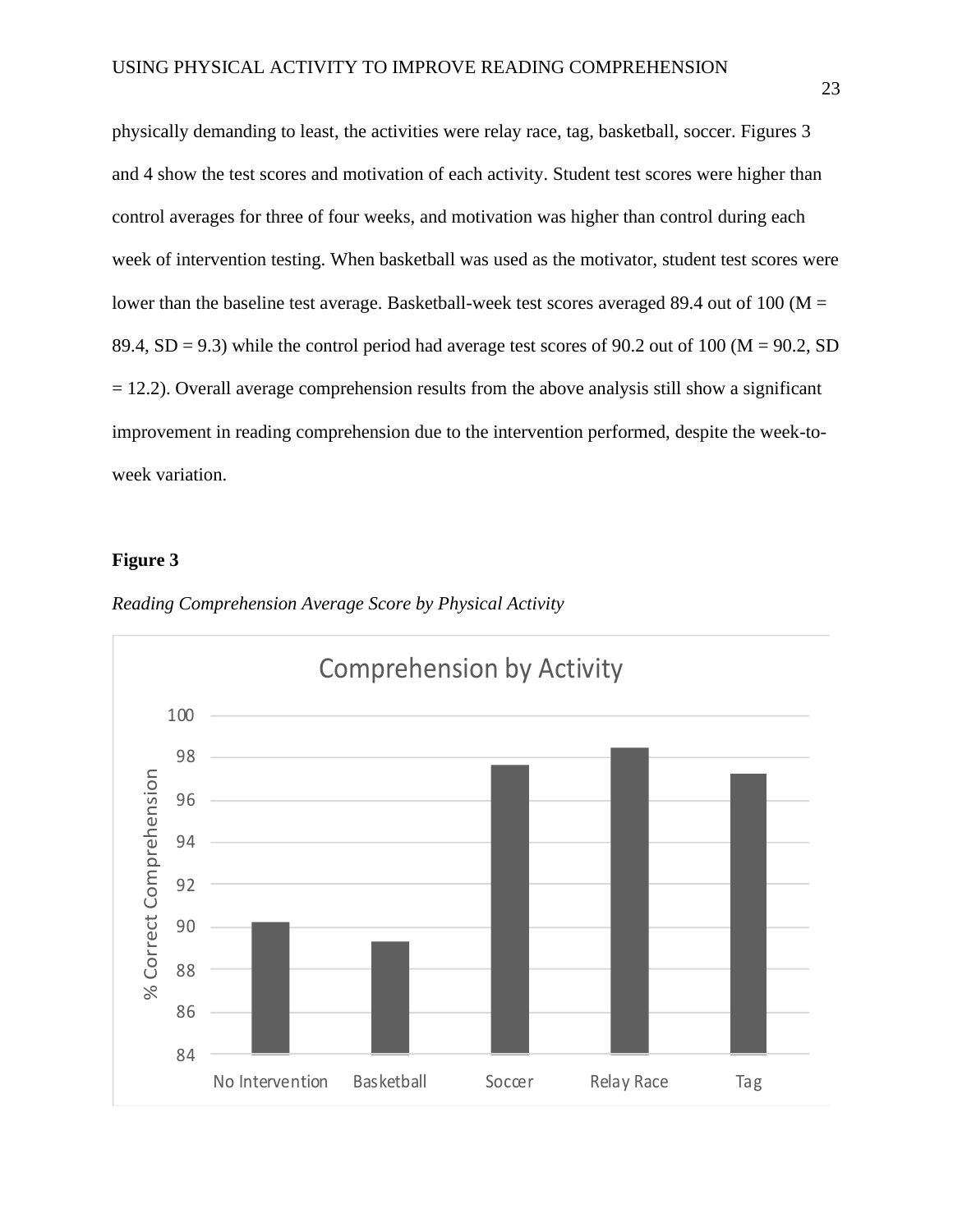physically demanding to least, the activities were relay race, tag, basketball, soccer. Figures 3 and 4 show the test scores and motivation of each activity. Student test scores were higher than control averages for three of four weeks, and motivation was higher than control during each week of intervention testing. When basketball was used as the motivator, student test scores were lower than the baseline test average. Basketball-week test scores averaged 89.4 out of 100 ($M = 89.4$, $SD = 9.3$) while the control period had average test scores of 90.2 out of 100 ($M = 90.2$, $SD = 12.2$). Overall average comprehension results from the above analysis still show a significant improvement in reading comprehension due to the intervention performed, despite the week-to-week variation.

**Figure 3**

*Reading Comprehension Average Score by Physical Activity*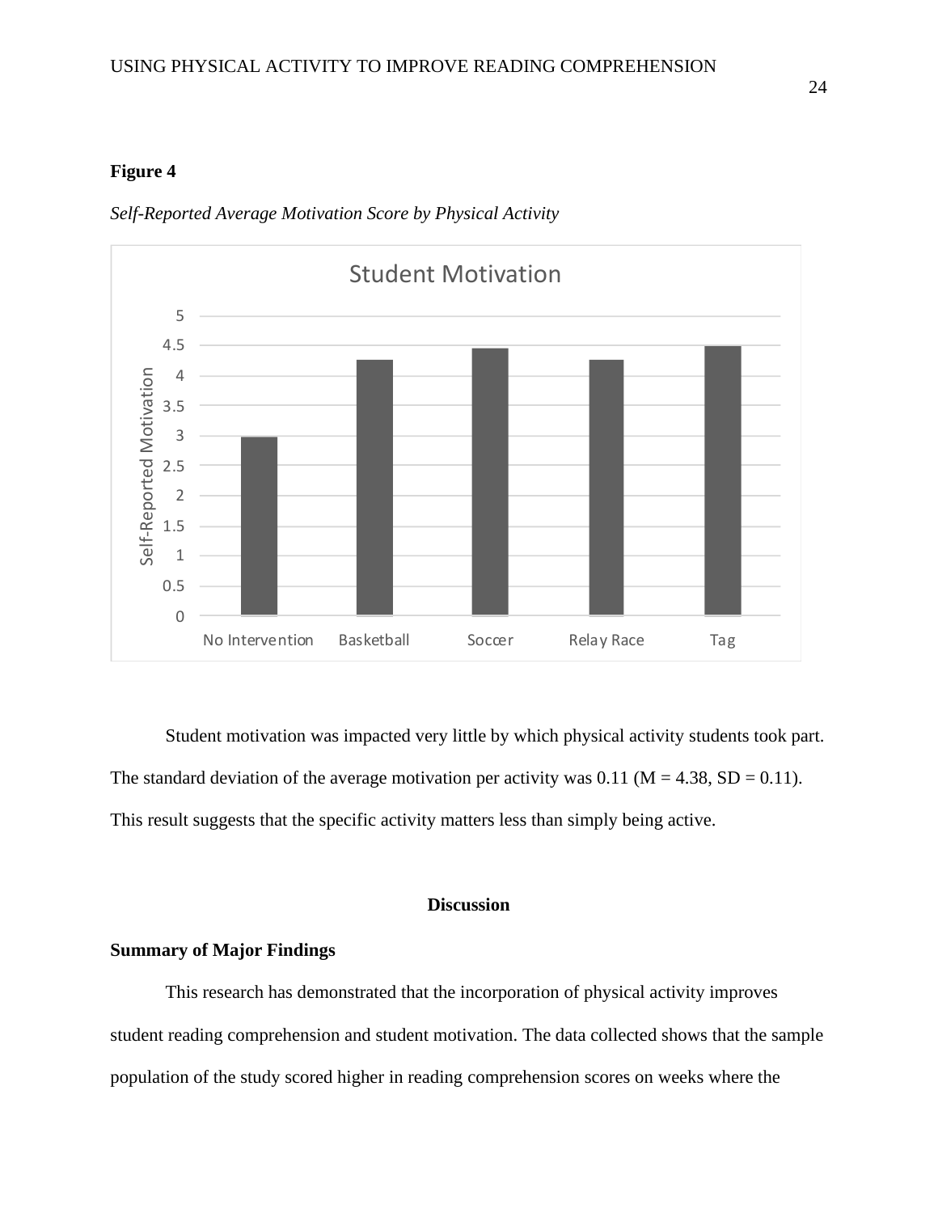**Figure 4**

*Self-Reported Average Motivation Score by Physical Activity*

Student motivation was impacted very little by which physical activity students took part. The standard deviation of the average motivation per activity was 0.11 ($M = 4.38$, $SD = 0.11$). This result suggests that the specific activity matters less than simply being active.

## Discussion

### Summary of Major Findings

This research has demonstrated that the incorporation of physical activity improves student reading comprehension and student motivation. The data collected shows that the sample population of the study scored higher in reading comprehension scores on weeks where the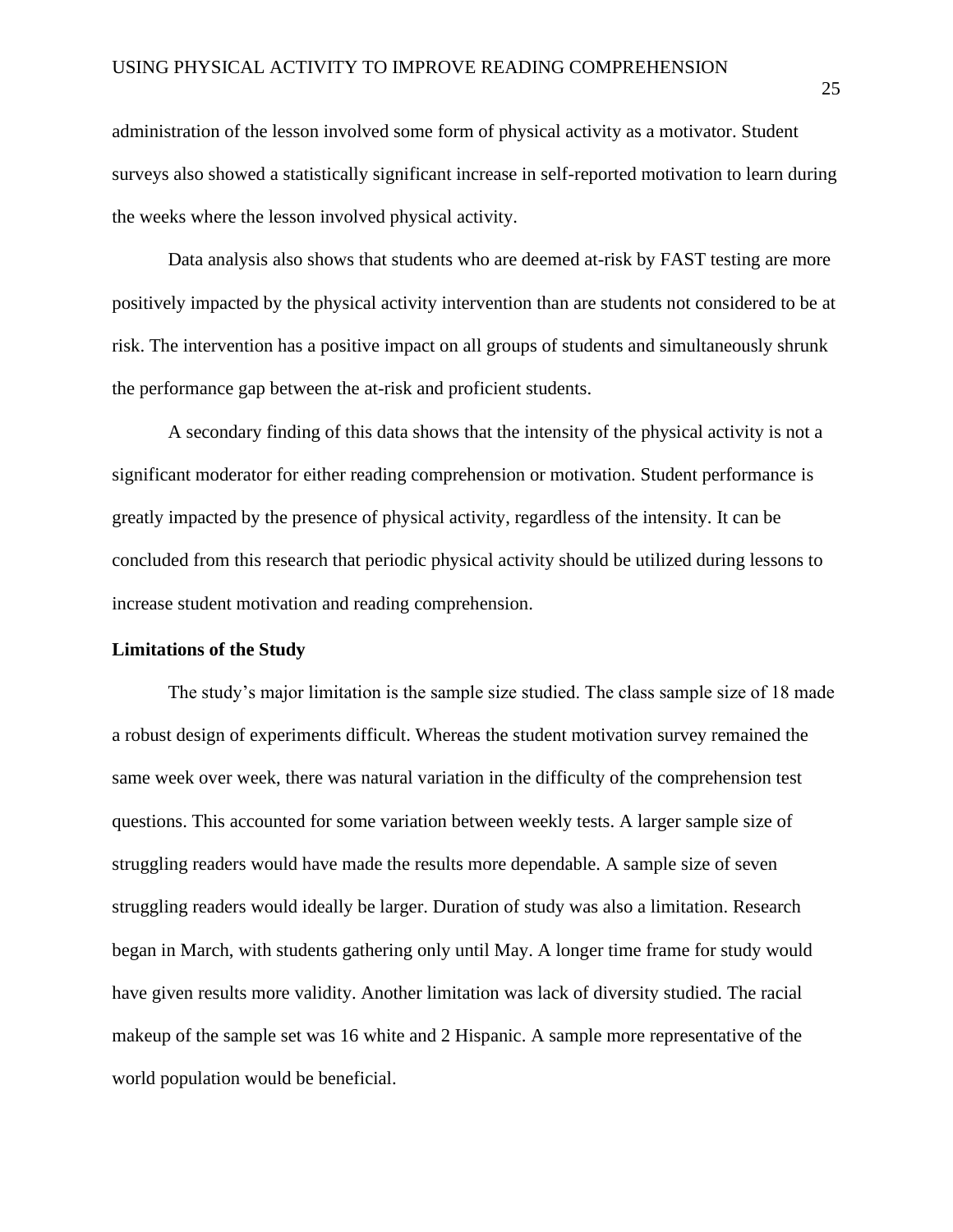administration of the lesson involved some form of physical activity as a motivator. Student surveys also showed a statistically significant increase in self-reported motivation to learn during the weeks where the lesson involved physical activity.

Data analysis also shows that students who are deemed at-risk by FAST testing are more positively impacted by the physical activity intervention than are students not considered to be at risk. The intervention has a positive impact on all groups of students and simultaneously shrunk the performance gap between the at-risk and proficient students.

A secondary finding of this data shows that the intensity of the physical activity is not a significant moderator for either reading comprehension or motivation. Student performance is greatly impacted by the presence of physical activity, regardless of the intensity. It can be concluded from this research that periodic physical activity should be utilized during lessons to increase student motivation and reading comprehension.

**Limitations of the Study**

The study's major limitation is the sample size studied. The class sample size of 18 made a robust design of experiments difficult. Whereas the student motivation survey remained the same week over week, there was natural variation in the difficulty of the comprehension test questions. This accounted for some variation between weekly tests. A larger sample size of struggling readers would have made the results more dependable. A sample size of seven struggling readers would ideally be larger. Duration of study was also a limitation. Research began in March, with students gathering only until May. A longer time frame for study would have given results more validity. Another limitation was lack of diversity studied. The racial makeup of the sample set was 16 white and 2 Hispanic. A sample more representative of the world population would be beneficial.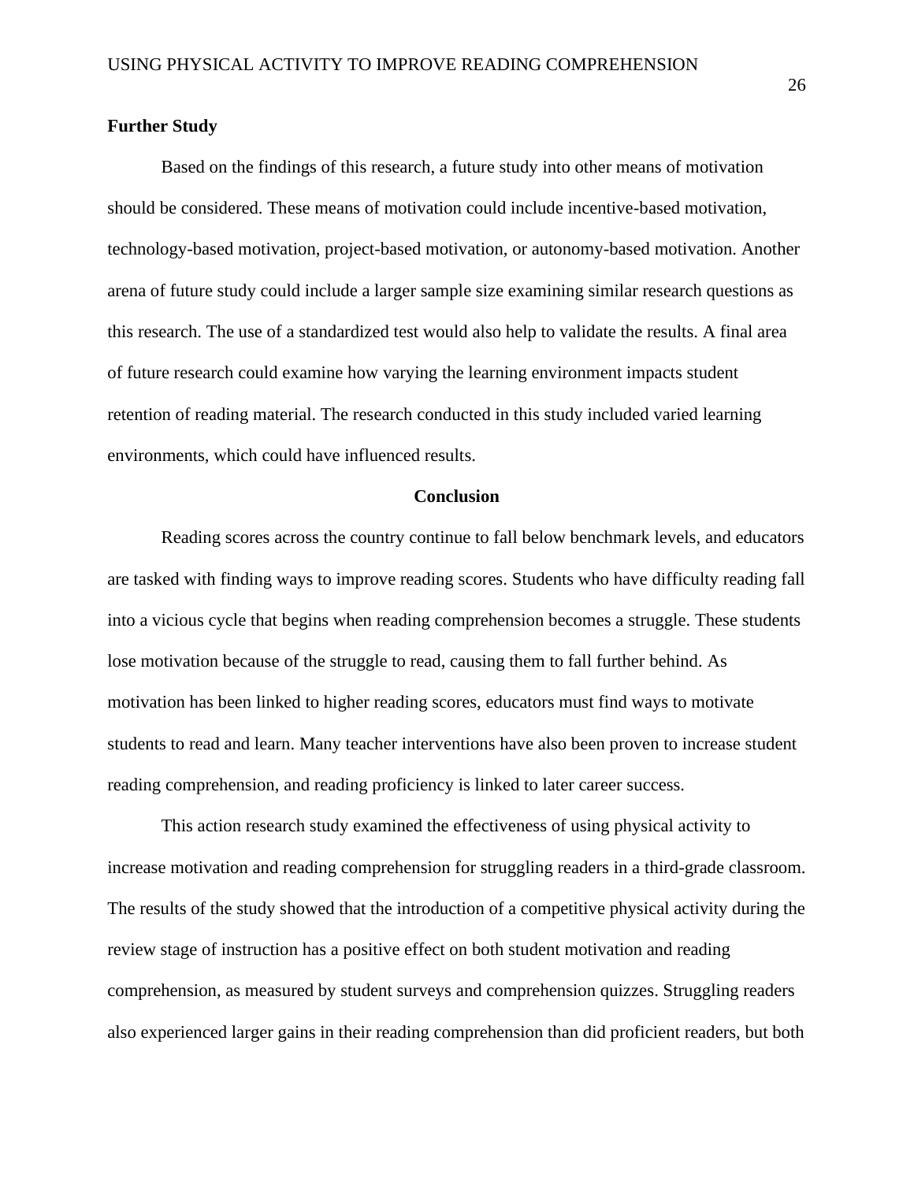### Further Study

Based on the findings of this research, a future study into other means of motivation should be considered. These means of motivation could include incentive-based motivation, technology-based motivation, project-based motivation, or autonomy-based motivation. Another arena of future study could include a larger sample size examining similar research questions as this research. The use of a standardized test would also help to validate the results. A final area of future research could examine how varying the learning environment impacts student retention of reading material. The research conducted in this study included varied learning environments, which could have influenced results.

## Conclusion

Reading scores across the country continue to fall below benchmark levels, and educators are tasked with finding ways to improve reading scores. Students who have difficulty reading fall into a vicious cycle that begins when reading comprehension becomes a struggle. These students lose motivation because of the struggle to read, causing them to fall further behind. As motivation has been linked to higher reading scores, educators must find ways to motivate students to read and learn. Many teacher interventions have also been proven to increase student reading comprehension, and reading proficiency is linked to later career success.

This action research study examined the effectiveness of using physical activity to increase motivation and reading comprehension for struggling readers in a third-grade classroom. The results of the study showed that the introduction of a competitive physical activity during the review stage of instruction has a positive effect on both student motivation and reading comprehension, as measured by student surveys and comprehension quizzes. Struggling readers also experienced larger gains in their reading comprehension than did proficient readers, but both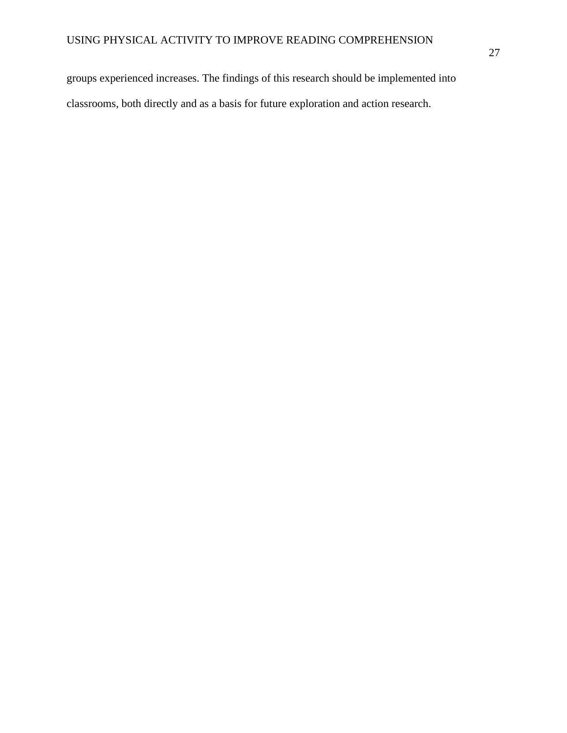groups experienced increases. The findings of this research should be implemented into classrooms, both directly and as a basis for future exploration and action research.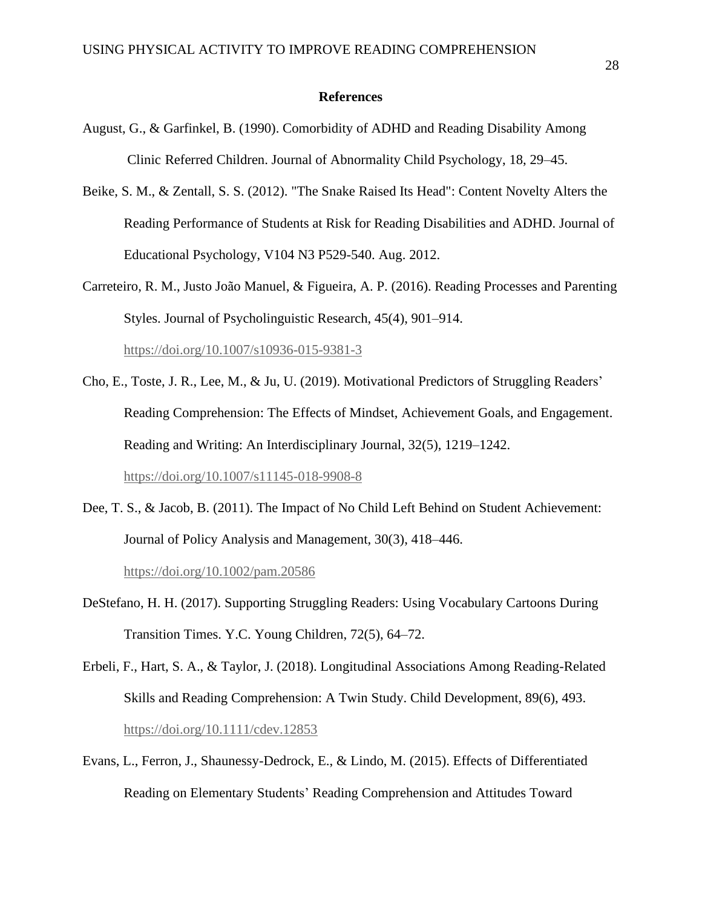# References

August, G., & Garfinkel, B. (1990). Comorbidity of ADHD and Reading Disability Among Clinic Referred Children. Journal of Abnormality Child Psychology, 18, 29–45.

Beike, S. M., & Zentall, S. S. (2012). "The Snake Raised Its Head": Content Novelty Alters the Reading Performance of Students at Risk for Reading Disabilities and ADHD. Journal of Educational Psychology, V104 N3 P529-540. Aug. 2012.

Carreteiro, R. M., Justo João Manuel, & Figueira, A. P. (2016). Reading Processes and Parenting Styles. Journal of Psycholinguistic Research, 45(4), 901–914. https://doi.org/10.1007/s10936-015-9381-3

Cho, E., Toste, J. R., Lee, M., & Ju, U. (2019). Motivational Predictors of Struggling Readers' Reading Comprehension: The Effects of Mindset, Achievement Goals, and Engagement. Reading and Writing: An Interdisciplinary Journal, 32(5), 1219–1242. https://doi.org/10.1007/s11145-018-9908-8

Dee, T. S., & Jacob, B. (2011). The Impact of No Child Left Behind on Student Achievement: Journal of Policy Analysis and Management, 30(3), 418–446. https://doi.org/10.1002/pam.20586

DeStefano, H. H. (2017). Supporting Struggling Readers: Using Vocabulary Cartoons During Transition Times. Y.C. Young Children, 72(5), 64–72.

Erbeli, F., Hart, S. A., & Taylor, J. (2018). Longitudinal Associations Among Reading-Related Skills and Reading Comprehension: A Twin Study. Child Development, 89(6), 493. https://doi.org/10.1111/cdev.12853

Evans, L., Ferron, J., Shaunessy-Dedrock, E., & Lindo, M. (2015). Effects of Differentiated Reading on Elementary Students' Reading Comprehension and Attitudes Toward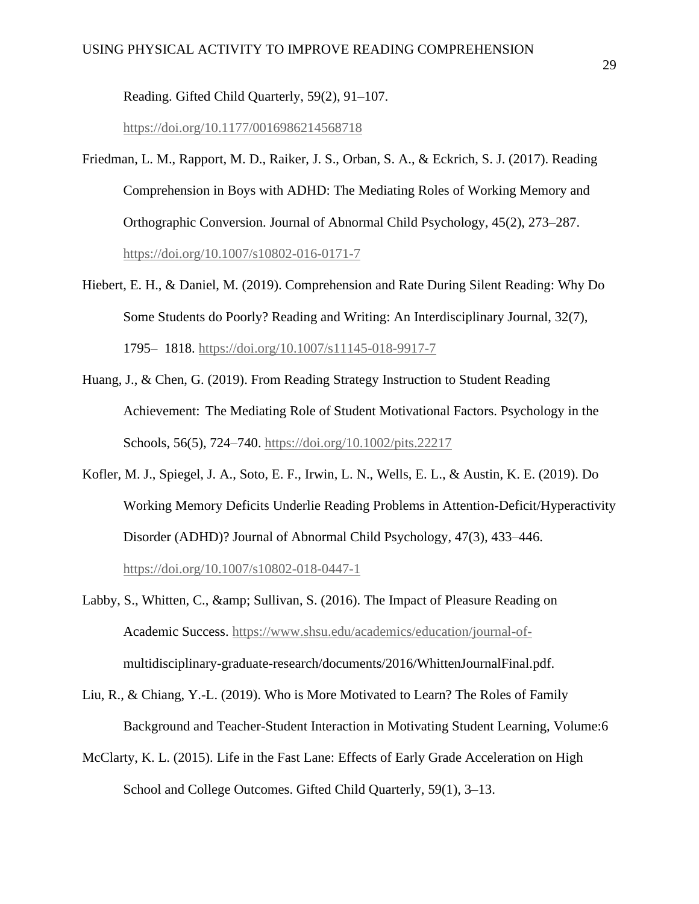Reading. Gifted Child Quarterly, 59(2), 91–107. https://doi.org/10.1177/0016986214568718

Friedman, L. M., Rapport, M. D., Raiker, J. S., Orban, S. A., & Eckrich, S. J. (2017). Reading Comprehension in Boys with ADHD: The Mediating Roles of Working Memory and Orthographic Conversion. Journal of Abnormal Child Psychology, 45(2), 273–287. https://doi.org/10.1007/s10802-016-0171-7

Hiebert, E. H., & Daniel, M. (2019). Comprehension and Rate During Silent Reading: Why Do Some Students do Poorly? Reading and Writing: An Interdisciplinary Journal, 32(7), 1795– 1818. https://doi.org/10.1007/s11145-018-9917-7

Huang, J., & Chen, G. (2019). From Reading Strategy Instruction to Student Reading Achievement: The Mediating Role of Student Motivational Factors. Psychology in the Schools, 56(5), 724–740. https://doi.org/10.1002/pits.22217

Kofler, M. J., Spiegel, J. A., Soto, E. F., Irwin, L. N., Wells, E. L., & Austin, K. E. (2019). Do Working Memory Deficits Underlie Reading Problems in Attention-Deficit/Hyperactivity Disorder (ADHD)? Journal of Abnormal Child Psychology, 47(3), 433–446. https://doi.org/10.1007/s10802-018-0447-1

Labby, S., Whitten, C., &amp; Sullivan, S. (2016). The Impact of Pleasure Reading on Academic Success. https://www.shsu.edu/academics/education/journal-of-multidisciplinary-graduate-research/documents/2016/WhittenJournalFinal.pdf.

Liu, R., & Chiang, Y.-L. (2019). Who is More Motivated to Learn? The Roles of Family Background and Teacher-Student Interaction in Motivating Student Learning, Volume:6

McClarty, K. L. (2015). Life in the Fast Lane: Effects of Early Grade Acceleration on High School and College Outcomes. Gifted Child Quarterly, 59(1), 3–13.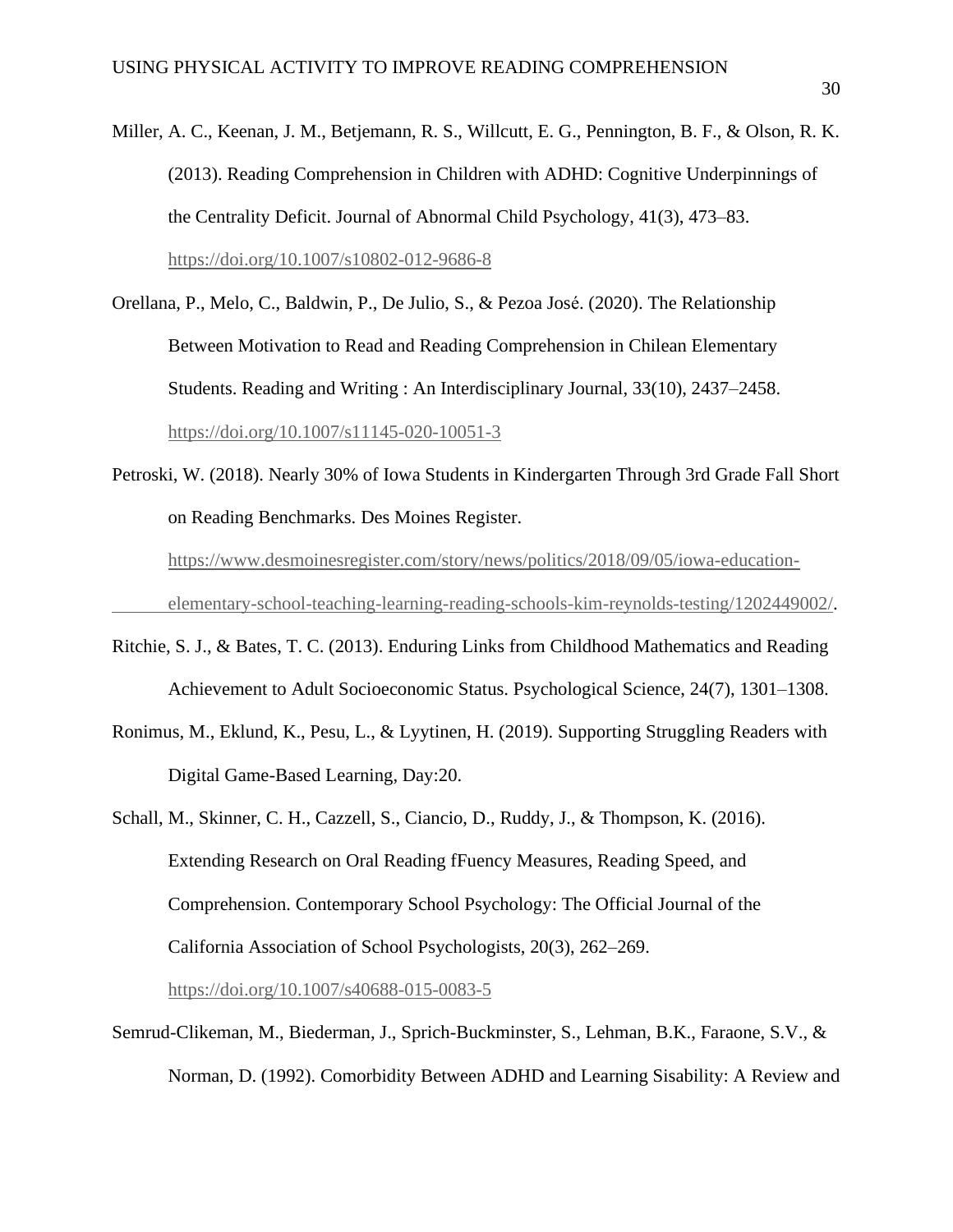Miller, A. C., Keenan, J. M., Betjemann, R. S., Willcutt, E. G., Pennington, B. F., & Olson, R. K. (2013). Reading Comprehension in Children with ADHD: Cognitive Underpinnings of the Centrality Deficit. Journal of Abnormal Child Psychology, 41(3), 473–83. https://doi.org/10.1007/s10802-012-9686-8

Orellana, P., Melo, C., Baldwin, P., De Julio, S., & Pezoa José. (2020). The Relationship Between Motivation to Read and Reading Comprehension in Chilean Elementary Students. Reading and Writing : An Interdisciplinary Journal, 33(10), 2437–2458. https://doi.org/10.1007/s11145-020-10051-3

Petroski, W. (2018). Nearly 30% of Iowa Students in Kindergarten Through 3rd Grade Fall Short on Reading Benchmarks. Des Moines Register. https://www.desmoinesregister.com/story/news/politics/2018/09/05/iowa-education-elementary-school-teaching-learning-reading-schools-kim-reynolds-testing/1202449002/.

Ritchie, S. J., & Bates, T. C. (2013). Enduring Links from Childhood Mathematics and Reading Achievement to Adult Socioeconomic Status. Psychological Science, 24(7), 1301–1308.

Ronimus, M., Eklund, K., Pesu, L., & Lyytinen, H. (2019). Supporting Struggling Readers with Digital Game-Based Learning, Day:20.

Schall, M., Skinner, C. H., Cazzell, S., Ciancio, D., Ruddy, J., & Thompson, K. (2016). Extending Research on Oral Reading fFuency Measures, Reading Speed, and Comprehension. Contemporary School Psychology: The Official Journal of the California Association of School Psychologists, 20(3), 262–269. https://doi.org/10.1007/s40688-015-0083-5

Semrud-Clikeman, M., Biederman, J., Sprich-Buckminster, S., Lehman, B.K., Faraone, S.V., & Norman, D. (1992). Comorbidity Between ADHD and Learning Sisability: A Review and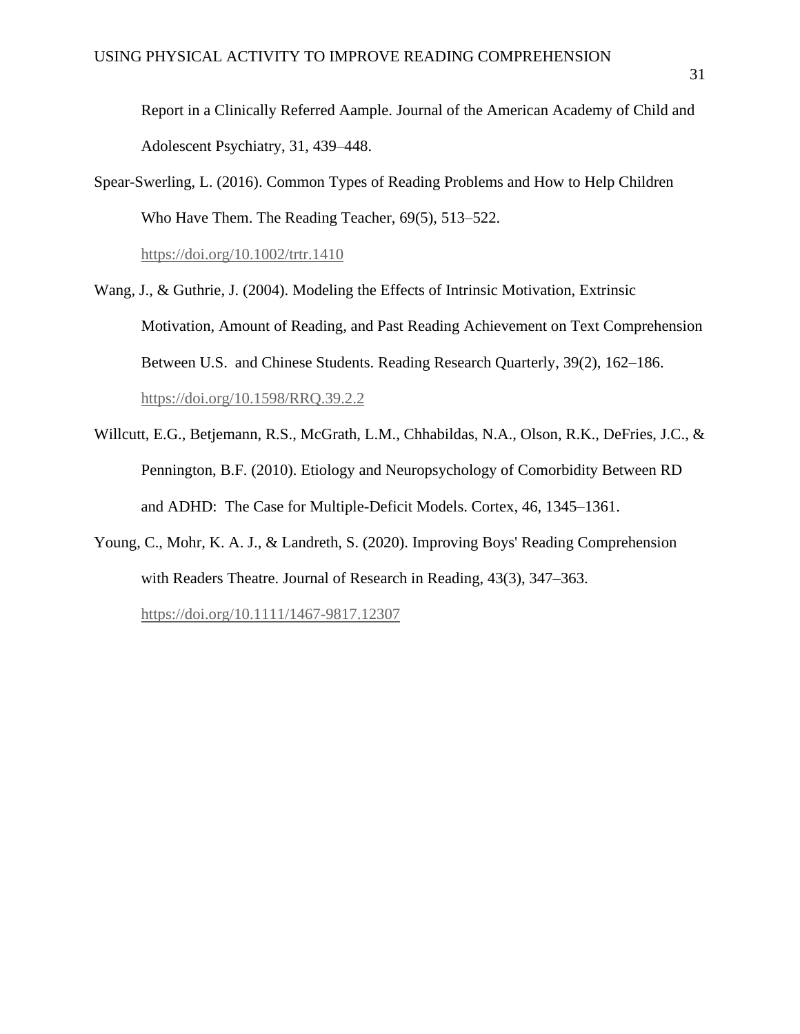Report in a Clinically Referred Aample. Journal of the American Academy of Child and Adolescent Psychiatry, 31, 439–448.

Spear-Swerling, L. (2016). Common Types of Reading Problems and How to Help Children Who Have Them. The Reading Teacher, 69(5), 513–522. https://doi.org/10.1002/trtr.1410

Wang, J., & Guthrie, J. (2004). Modeling the Effects of Intrinsic Motivation, Extrinsic Motivation, Amount of Reading, and Past Reading Achievement on Text Comprehension Between U.S. and Chinese Students. Reading Research Quarterly, 39(2), 162–186. https://doi.org/10.1598/RRQ.39.2.2

Willcutt, E.G., Betjemann, R.S., McGrath, L.M., Chhabildas, N.A., Olson, R.K., DeFries, J.C., & Pennington, B.F. (2010). Etiology and Neuropsychology of Comorbidity Between RD and ADHD: The Case for Multiple-Deficit Models. Cortex, 46, 1345–1361.

Young, C., Mohr, K. A. J., & Landreth, S. (2020). Improving Boys' Reading Comprehension with Readers Theatre. Journal of Research in Reading, 43(3), 347–363. https://doi.org/10.1111/1467-9817.12307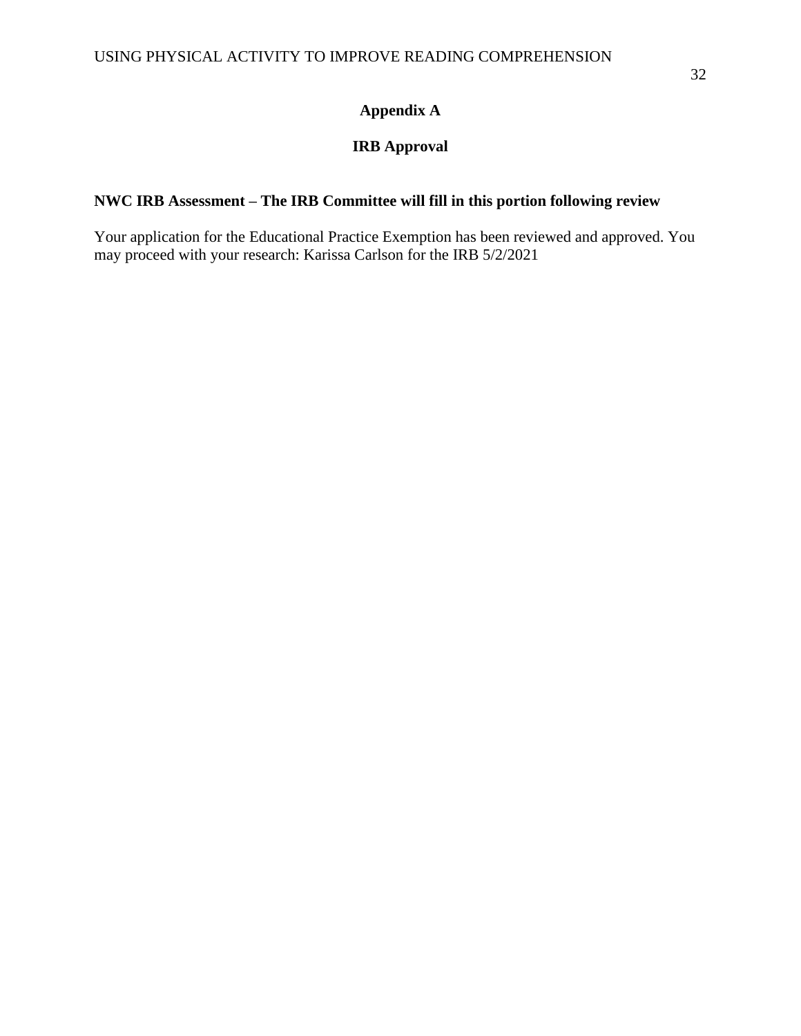# Appendix A

## IRB Approval

**NWC IRB Assessment – The IRB Committee will fill in this portion following review**

Your application for the Educational Practice Exemption has been reviewed and approved. You may proceed with your research: Karissa Carlson for the IRB 5/2/2021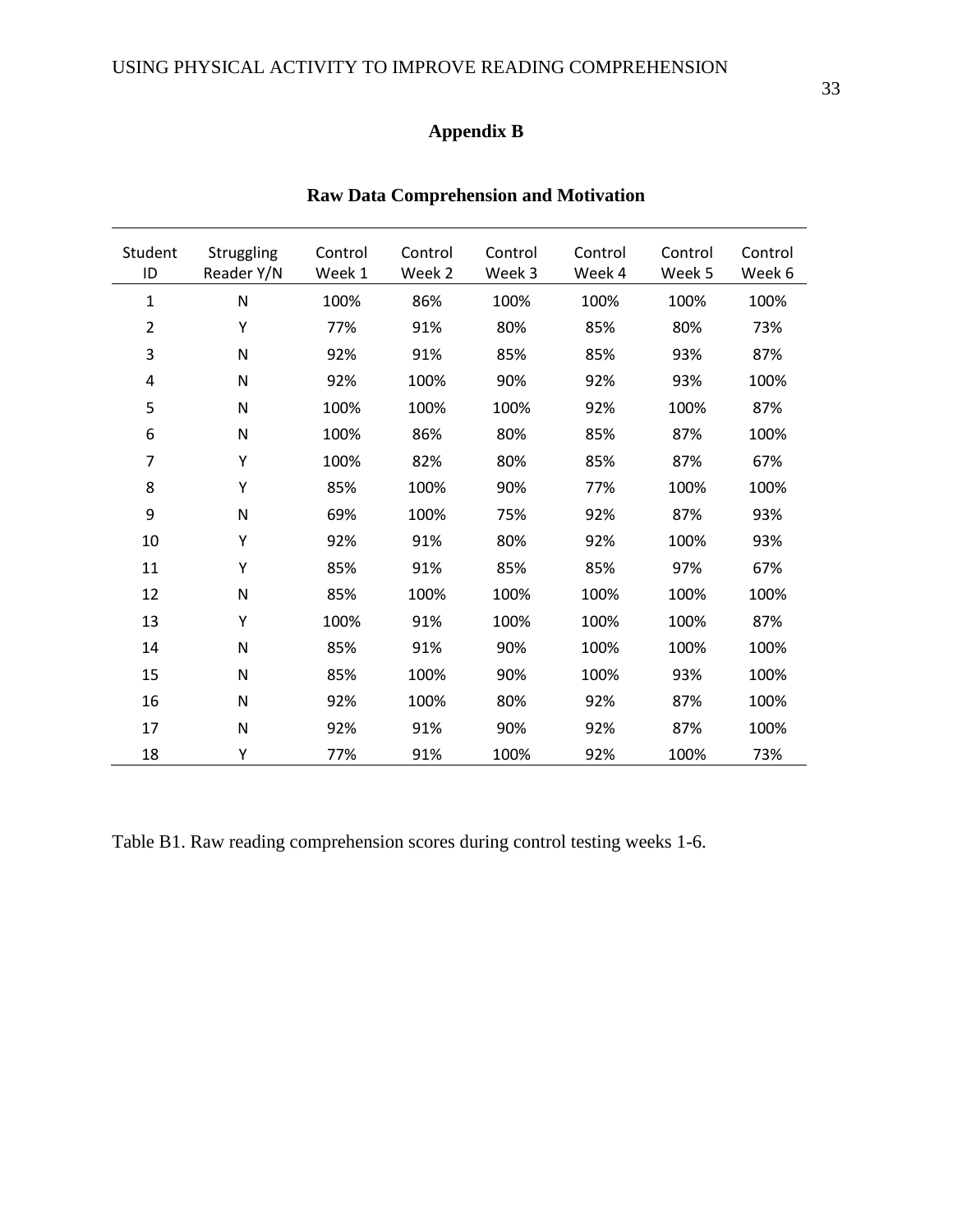## Appendix B

### Raw Data Comprehension and Motivation

| Student ID | Struggling Reader Y/N | Control Week 1 | Control Week 2 | Control Week 3 | Control Week 4 | Control Week 5 | Control Week 6 |
|---|---|---|---|---|---|---|---|
| 1 | N | 100% | 86% | 100% | 100% | 100% | 100% |
| 2 | Y | 77% | 91% | 80% | 85% | 80% | 73% |
| 3 | N | 92% | 91% | 85% | 85% | 93% | 87% |
| 4 | N | 92% | 100% | 90% | 92% | 93% | 100% |
| 5 | N | 100% | 100% | 100% | 92% | 100% | 87% |
| 6 | N | 100% | 86% | 80% | 85% | 87% | 100% |
| 7 | Y | 100% | 82% | 80% | 85% | 87% | 67% |
| 8 | Y | 85% | 100% | 90% | 77% | 100% | 100% |
| 9 | N | 69% | 100% | 75% | 92% | 87% | 93% |
| 10 | Y | 92% | 91% | 80% | 92% | 100% | 93% |
| 11 | Y | 85% | 91% | 85% | 85% | 97% | 67% |
| 12 | N | 85% | 100% | 100% | 100% | 100% | 100% |
| 13 | Y | 100% | 91% | 100% | 100% | 100% | 87% |
| 14 | N | 85% | 91% | 90% | 100% | 100% | 100% |
| 15 | N | 85% | 100% | 90% | 100% | 93% | 100% |
| 16 | N | 92% | 100% | 80% | 92% | 87% | 100% |
| 17 | N | 92% | 91% | 90% | 92% | 87% | 100% |
| 18 | Y | 77% | 91% | 100% | 92% | 100% | 73% |

Table B1. Raw reading comprehension scores during control testing weeks 1-6.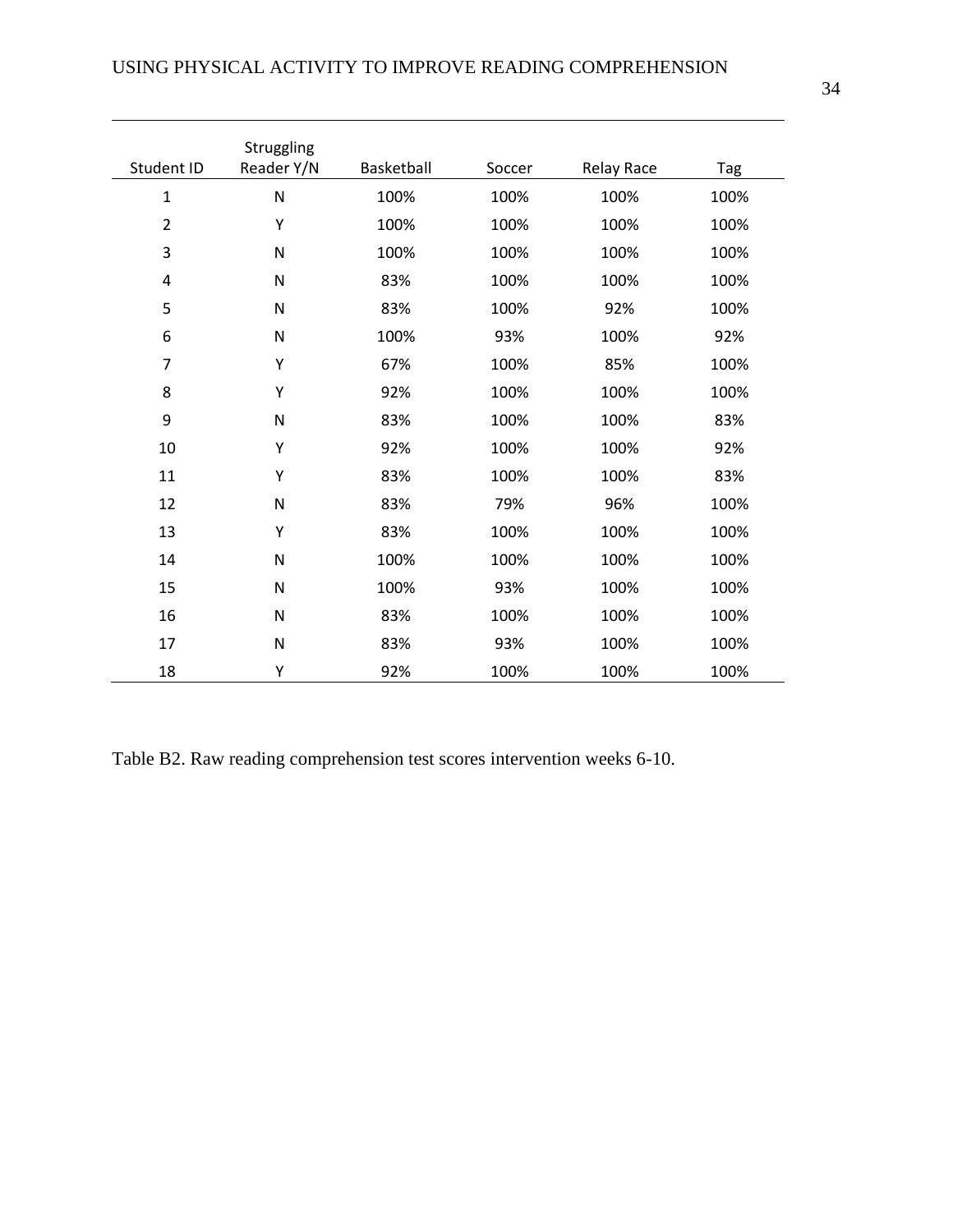| Student ID | Struggling Reader Y/N | Basketball | Soccer | Relay Race | Tag |
|---|---|---|---|---|---|
| 1 | N | 100% | 100% | 100% | 100% |
| 2 | Y | 100% | 100% | 100% | 100% |
| 3 | N | 100% | 100% | 100% | 100% |
| 4 | N | 83% | 100% | 100% | 100% |
| 5 | N | 83% | 100% | 92% | 100% |
| 6 | N | 100% | 93% | 100% | 92% |
| 7 | Y | 67% | 100% | 85% | 100% |
| 8 | Y | 92% | 100% | 100% | 100% |
| 9 | N | 83% | 100% | 100% | 83% |
| 10 | Y | 92% | 100% | 100% | 92% |
| 11 | Y | 83% | 100% | 100% | 83% |
| 12 | N | 83% | 79% | 96% | 100% |
| 13 | Y | 83% | 100% | 100% | 100% |
| 14 | N | 100% | 100% | 100% | 100% |
| 15 | N | 100% | 93% | 100% | 100% |
| 16 | N | 83% | 100% | 100% | 100% |
| 17 | N | 83% | 93% | 100% | 100% |
| 18 | Y | 92% | 100% | 100% | 100% |

Table B2. Raw reading comprehension test scores intervention weeks 6-10.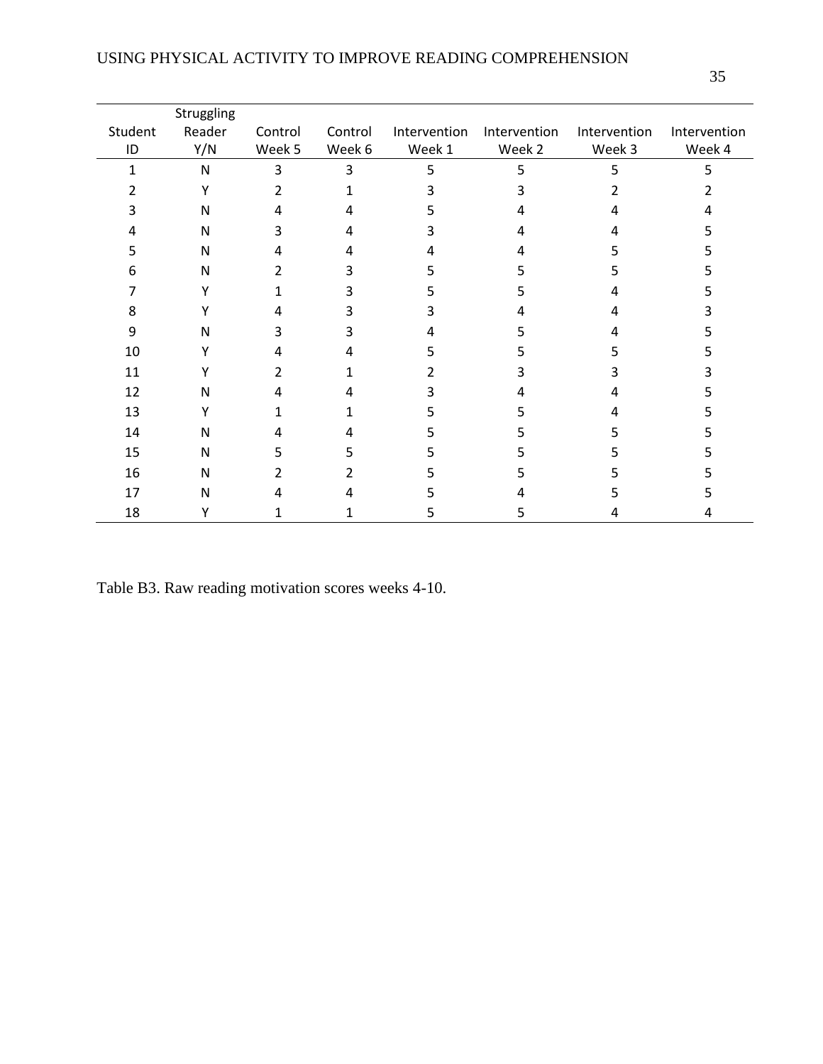| Student ID | Struggling Reader Y/N | Control Week 5 | Control Week 6 | Intervention Week 1 | Intervention Week 2 | Intervention Week 3 | Intervention Week 4 |
|---|---|---|---|---|---|---|---|
| 1 | N | 3 | 3 | 5 | 5 | 5 | 5 |
| 2 | Y | 2 | 1 | 3 | 3 | 2 | 2 |
| 3 | N | 4 | 4 | 5 | 4 | 4 | 4 |
| 4 | N | 3 | 4 | 3 | 4 | 4 | 5 |
| 5 | N | 4 | 4 | 4 | 4 | 5 | 5 |
| 6 | N | 2 | 3 | 5 | 5 | 5 | 5 |
| 7 | Y | 1 | 3 | 5 | 5 | 4 | 5 |
| 8 | Y | 4 | 3 | 3 | 4 | 4 | 3 |
| 9 | N | 3 | 3 | 4 | 5 | 4 | 5 |
| 10 | Y | 4 | 4 | 5 | 5 | 5 | 5 |
| 11 | Y | 2 | 1 | 2 | 3 | 3 | 3 |
| 12 | N | 4 | 4 | 3 | 4 | 4 | 5 |
| 13 | Y | 1 | 1 | 5 | 5 | 4 | 5 |
| 14 | N | 4 | 4 | 5 | 5 | 5 | 5 |
| 15 | N | 5 | 5 | 5 | 5 | 5 | 5 |
| 16 | N | 2 | 2 | 5 | 5 | 5 | 5 |
| 17 | N | 4 | 4 | 5 | 4 | 5 | 5 |
| 18 | Y | 1 | 1 | 5 | 5 | 4 | 4 |

Table B3. Raw reading motivation scores weeks 4-10.